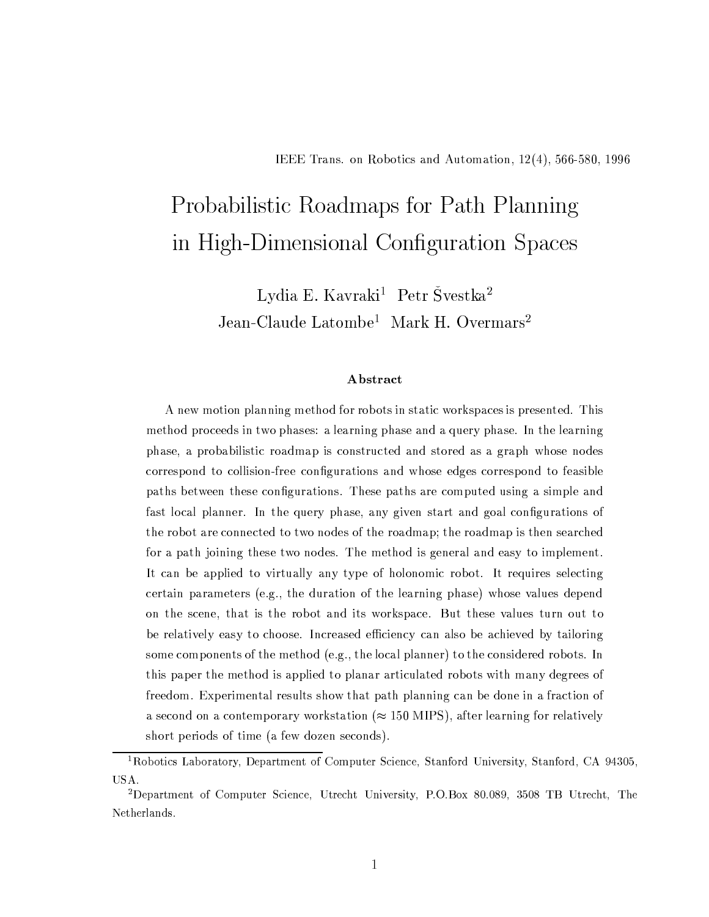IEEE Trans. on Robotics and Automation, 12(4), 566-580, 1996

# Probabilistic Roadmaps for Path Planning in High-Dimensional Configuration Spaces

Lydia E. Kavraki[1] Petr Švestka[2]
Jean-Claude Latombe[1] Mark H. Overmars[2]

### Abstract

A new motion planning method for robots in static workspaces is presented. This method proceeds in two phases: a learning phase and a query phase. In the learning phase, a probabilistic roadmap is constructed and stored as a graph whose nodes correspond to collision-free configurations and whose edges correspond to feasible paths between these configurations. These paths are computed using a simple and fast local planner. In the query phase, any given start and goal configurations of the robot are connected to two nodes of the roadmap; the roadmap is then searched for a path joining these two nodes. The method is general and easy to implement. It can be applied to virtually any type of holonomic robot. It requires selecting certain parameters (e.g., the duration of the learning phase) whose values depend on the scene, that is the robot and its workspace. But these values turn out to be relatively easy to choose. Increased efficiency can also be achieved by tailoring some components of the method (e.g., the local planner) to the considered robots. In this paper the method is applied to planar articulated robots with many degrees of freedom. Experimental results show that path planning can be done in a fraction of a second on a contemporary workstation ($\approx$ 150 MIPS), after learning for relatively short periods of time (a few dozen seconds).

---

[1] Robotics Laboratory, Department of Computer Science, Stanford University, Stanford, CA 94305, USA.

[2] Department of Computer Science, Utrecht University, P.O.Box 80.089, 3508 TB Utrecht, The Netherlands.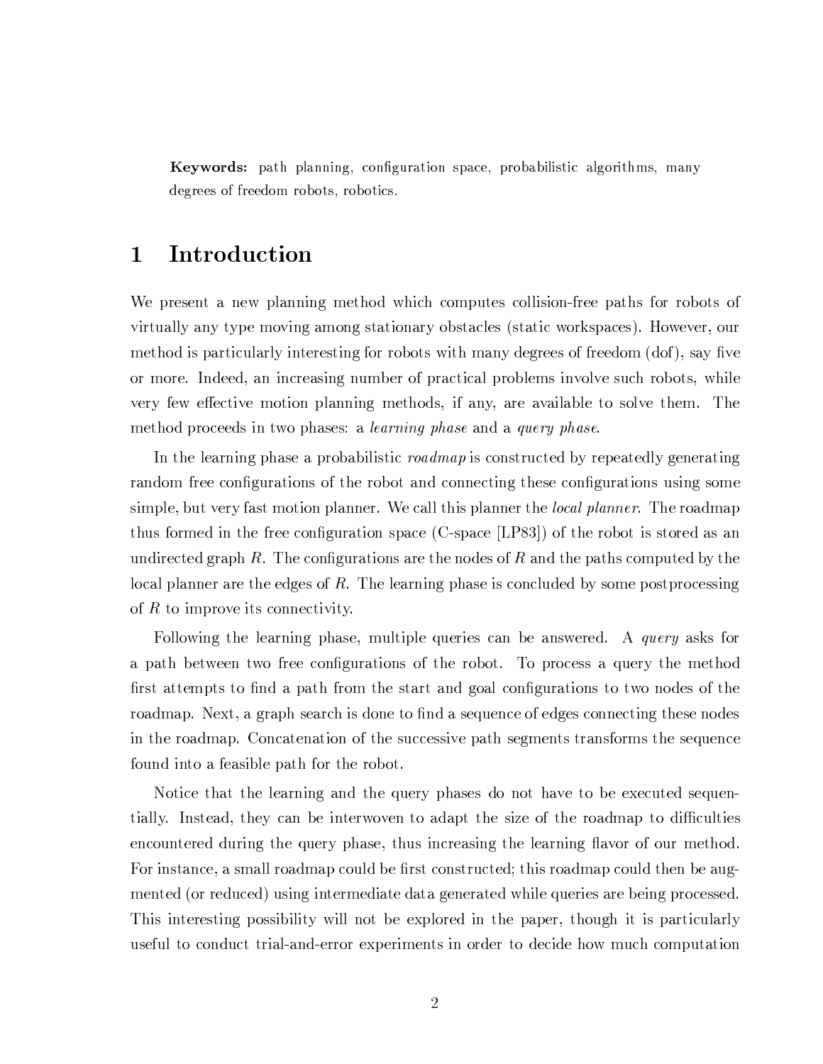**Keywords:** path planning, configuration space, probabilistic algorithms, many degrees of freedom robots, robotics.

# 1 Introduction

We present a new planning method which computes collision-free paths for robots of virtually any type moving among stationary obstacles (static workspaces). However, our method is particularly interesting for robots with many degrees of freedom (dof), say five or more. Indeed, an increasing number of practical problems involve such robots, while very few effective motion planning methods, if any, are available to solve them. The method proceeds in two phases: a *learning phase* and a *query phase*.

In the learning phase a probabilistic *roadmap* is constructed by repeatedly generating random free configurations of the robot and connecting these configurations using some simple, but very fast motion planner. We call this planner the *local planner*. The roadmap thus formed in the free configuration space (C-space [LP83]) of the robot is stored as an undirected graph $R$. The configurations are the nodes of $R$ and the paths computed by the local planner are the edges of $R$. The learning phase is concluded by some postprocessing of $R$ to improve its connectivity.

Following the learning phase, multiple queries can be answered. A *query* asks for a path between two free configurations of the robot. To process a query the method first attempts to find a path from the start and goal configurations to two nodes of the roadmap. Next, a graph search is done to find a sequence of edges connecting these nodes in the roadmap. Concatenation of the successive path segments transforms the sequence found into a feasible path for the robot.

Notice that the learning and the query phases do not have to be executed sequentially. Instead, they can be interwoven to adapt the size of the roadmap to difficulties encountered during the query phase, thus increasing the learning flavor of our method. For instance, a small roadmap could be first constructed; this roadmap could then be augmented (or reduced) using intermediate data generated while queries are being processed. This interesting possibility will not be explored in the paper, though it is particularly useful to conduct trial-and-error experiments in order to decide how much computation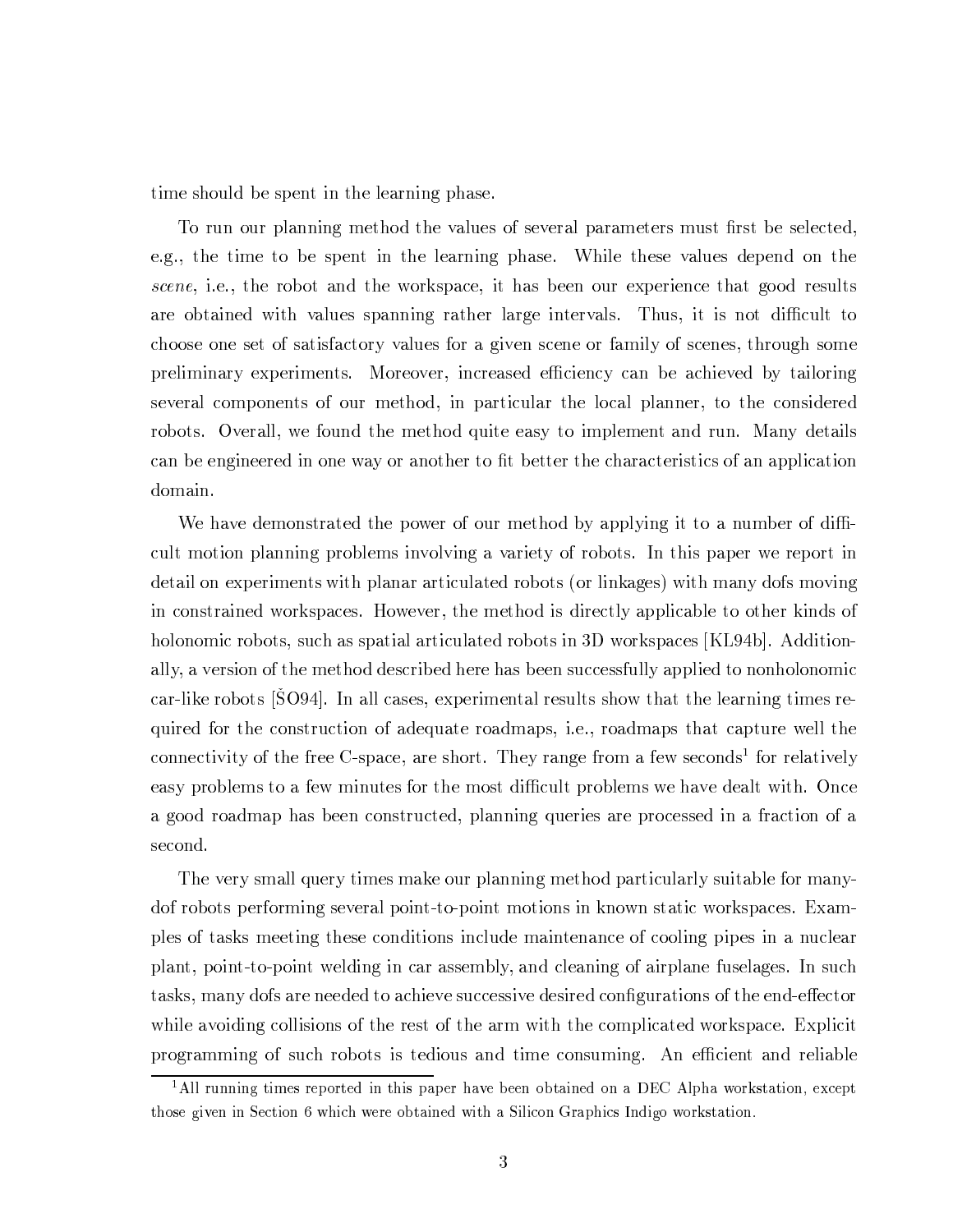time should be spent in the learning phase.

To run our planning method the values of several parameters must first be selected, e.g., the time to be spent in the learning phase. While these values depend on the *scene*, i.e., the robot and the workspace, it has been our experience that good results are obtained with values spanning rather large intervals. Thus, it is not difficult to choose one set of satisfactory values for a given scene or family of scenes, through some preliminary experiments. Moreover, increased efficiency can be achieved by tailoring several components of our method, in particular the local planner, to the considered robots. Overall, we found the method quite easy to implement and run. Many details can be engineered in one way or another to fit better the characteristics of an application domain.

We have demonstrated the power of our method by applying it to a number of difficult motion planning problems involving a variety of robots. In this paper we report in detail on experiments with planar articulated robots (or linkages) with many dofs moving in constrained workspaces. However, the method is directly applicable to other kinds of holonomic robots, such as spatial articulated robots in 3D workspaces [KL94b]. Additionally, a version of the method described here has been successfully applied to nonholonomic car-like robots [ŠO94]. In all cases, experimental results show that the learning times required for the construction of adequate roadmaps, i.e., roadmaps that capture well the connectivity of the free C-space, are short. They range from a few seconds[1] for relatively easy problems to a few minutes for the most difficult problems we have dealt with. Once a good roadmap has been constructed, planning queries are processed in a fraction of a second.

The very small query times make our planning method particularly suitable for many-dof robots performing several point-to-point motions in known static workspaces. Examples of tasks meeting these conditions include maintenance of cooling pipes in a nuclear plant, point-to-point welding in car assembly, and cleaning of airplane fuselages. In such tasks, many dofs are needed to achieve successive desired configurations of the end-effector while avoiding collisions of the rest of the arm with the complicated workspace. Explicit programming of such robots is tedious and time consuming. An efficient and reliable

[1] All running times reported in this paper have been obtained on a DEC Alpha workstation, except those given in Section 6 which were obtained with a Silicon Graphics Indigo workstation.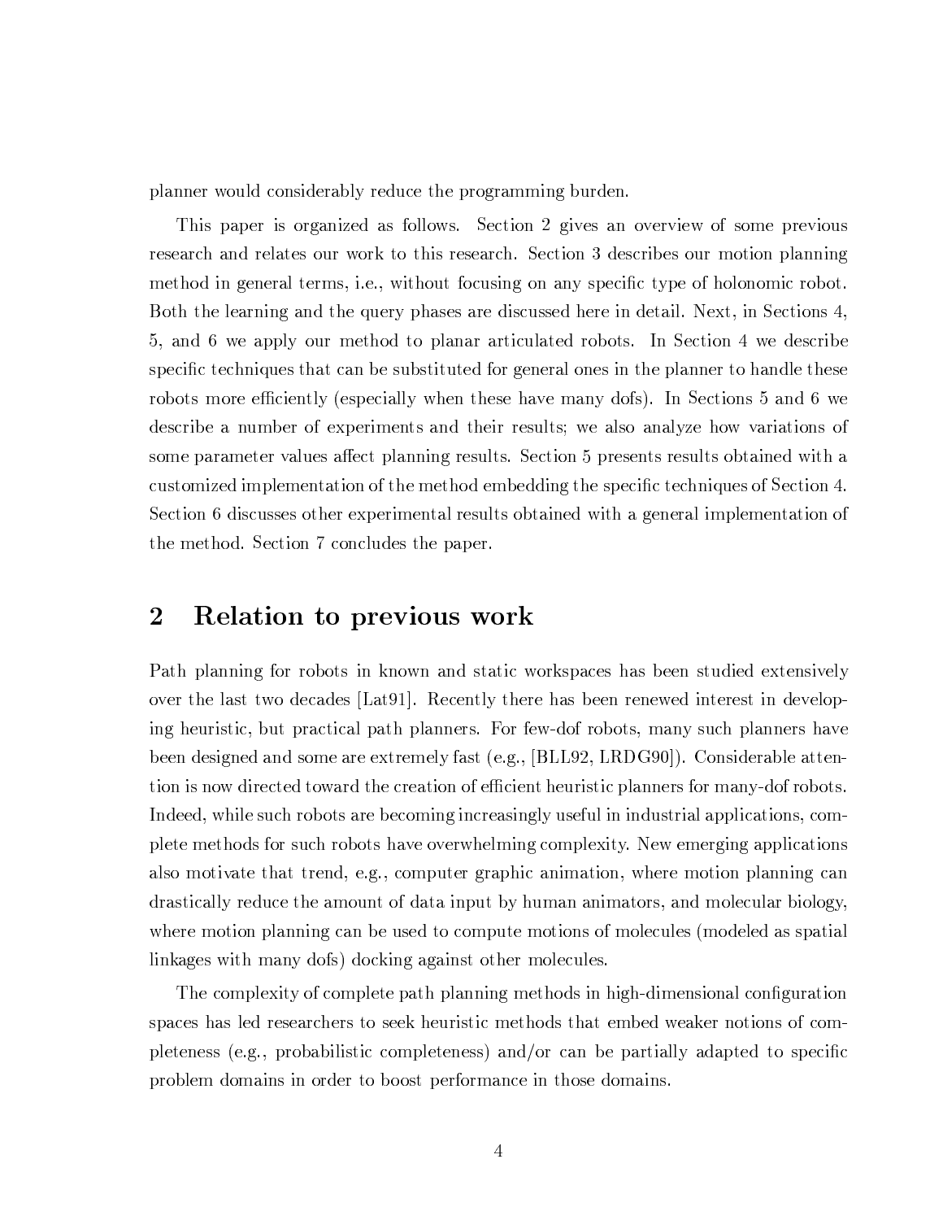planner would considerably reduce the programming burden.

This paper is organized as follows. Section 2 gives an overview of some previous research and relates our work to this research. Section 3 describes our motion planning method in general terms, i.e., without focusing on any specific type of holonomic robot. Both the learning and the query phases are discussed here in detail. Next, in Sections 4, 5, and 6 we apply our method to planar articulated robots. In Section 4 we describe specific techniques that can be substituted for general ones in the planner to handle these robots more efficiently (especially when these have many dofs). In Sections 5 and 6 we describe a number of experiments and their results; we also analyze how variations of some parameter values affect planning results. Section 5 presents results obtained with a customized implementation of the method embedding the specific techniques of Section 4. Section 6 discusses other experimental results obtained with a general implementation of the method. Section 7 concludes the paper.

## 2 Relation to previous work

Path planning for robots in known and static workspaces has been studied extensively over the last two decades [Lat91]. Recently there has been renewed interest in developing heuristic, but practical path planners. For few-dof robots, many such planners have been designed and some are extremely fast (e.g., [BLL92, LRDG90]). Considerable attention is now directed toward the creation of efficient heuristic planners for many-dof robots. Indeed, while such robots are becoming increasingly useful in industrial applications, complete methods for such robots have overwhelming complexity. New emerging applications also motivate that trend, e.g., computer graphic animation, where motion planning can drastically reduce the amount of data input by human animators, and molecular biology, where motion planning can be used to compute motions of molecules (modeled as spatial linkages with many dofs) docking against other molecules.

The complexity of complete path planning methods in high-dimensional configuration spaces has led researchers to seek heuristic methods that embed weaker notions of completeness (e.g., probabilistic completeness) and/or can be partially adapted to specific problem domains in order to boost performance in those domains.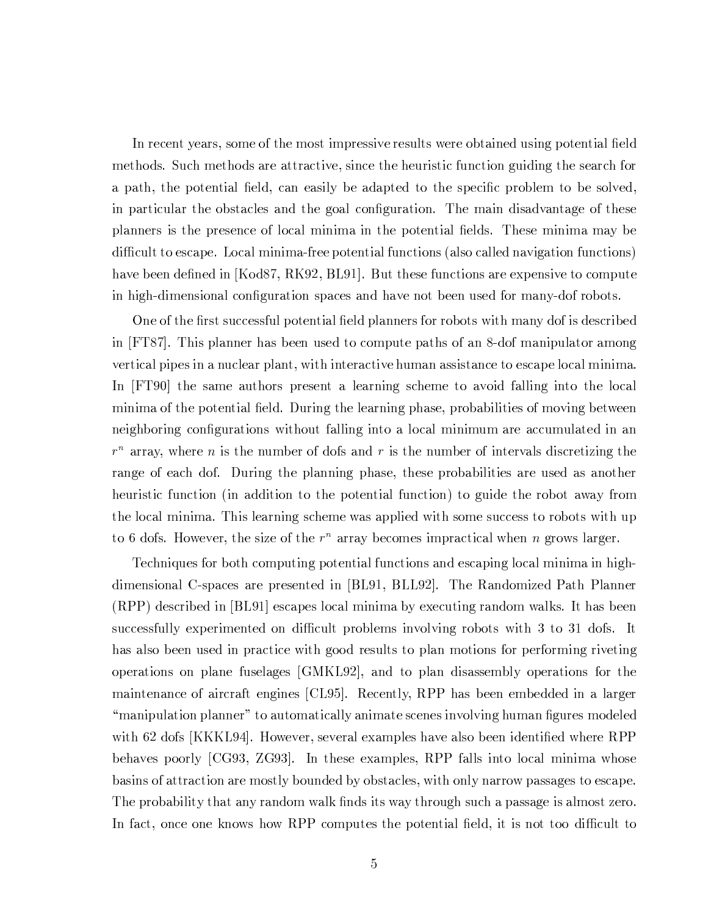In recent years, some of the most impressive results were obtained using potential field methods. Such methods are attractive, since the heuristic function guiding the search for a path, the potential field, can easily be adapted to the specific problem to be solved, in particular the obstacles and the goal configuration. The main disadvantage of these planners is the presence of local minima in the potential fields. These minima may be difficult to escape. Local minima-free potential functions (also called navigation functions) have been defined in [Kod87, RK92, BL91]. But these functions are expensive to compute in high-dimensional configuration spaces and have not been used for many-dof robots.

One of the first successful potential field planners for robots with many dof is described in [FT87]. This planner has been used to compute paths of an 8-dof manipulator among vertical pipes in a nuclear plant, with interactive human assistance to escape local minima. In [FT90] the same authors present a learning scheme to avoid falling into the local minima of the potential field. During the learning phase, probabilities of moving between neighboring configurations without falling into a local minimum are accumulated in an $r^n$ array, where $n$ is the number of dofs and $r$ is the number of intervals discretizing the range of each dof. During the planning phase, these probabilities are used as another heuristic function (in addition to the potential function) to guide the robot away from the local minima. This learning scheme was applied with some success to robots with up to 6 dofs. However, the size of the $r^n$ array becomes impractical when $n$ grows larger.

Techniques for both computing potential functions and escaping local minima in high-dimensional C-spaces are presented in [BL91, BLL92]. The Randomized Path Planner (RPP) described in [BL91] escapes local minima by executing random walks. It has been successfully experimented on difficult problems involving robots with 3 to 31 dofs. It has also been used in practice with good results to plan motions for performing riveting operations on plane fuselages [GMKL92], and to plan disassembly operations for the maintenance of aircraft engines [CL95]. Recently, RPP has been embedded in a larger "manipulation planner" to automatically animate scenes involving human figures modeled with 62 dofs [KKKL94]. However, several examples have also been identified where RPP behaves poorly [CG93, ZG93]. In these examples, RPP falls into local minima whose basins of attraction are mostly bounded by obstacles, with only narrow passages to escape. The probability that any random walk finds its way through such a passage is almost zero. In fact, once one knows how RPP computes the potential field, it is not too difficult to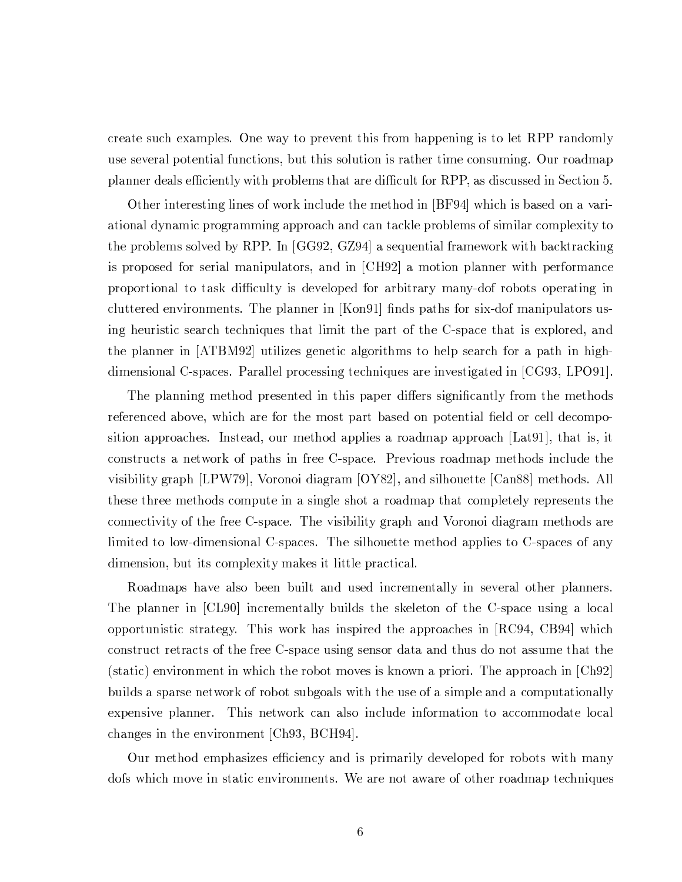create such examples. One way to prevent this from happening is to let RPP randomly use several potential functions, but this solution is rather time consuming. Our roadmap planner deals efficiently with problems that are difficult for RPP, as discussed in Section 5.

Other interesting lines of work include the method in [BF94] which is based on a variational dynamic programming approach and can tackle problems of similar complexity to the problems solved by RPP. In [GG92, GZ94] a sequential framework with backtracking is proposed for serial manipulators, and in [CH92] a motion planner with performance proportional to task difficulty is developed for arbitrary many-dof robots operating in cluttered environments. The planner in [Kon91] finds paths for six-dof manipulators using heuristic search techniques that limit the part of the C-space that is explored, and the planner in [ATBM92] utilizes genetic algorithms to help search for a path in high-dimensional C-spaces. Parallel processing techniques are investigated in [CG93, LPO91].

The planning method presented in this paper differs significantly from the methods referenced above, which are for the most part based on potential field or cell decomposition approaches. Instead, our method applies a roadmap approach [Lat91], that is, it constructs a network of paths in free C-space. Previous roadmap methods include the visibility graph [LPW79], Voronoi diagram [OY82], and silhouette [Can88] methods. All these three methods compute in a single shot a roadmap that completely represents the connectivity of the free C-space. The visibility graph and Voronoi diagram methods are limited to low-dimensional C-spaces. The silhouette method applies to C-spaces of any dimension, but its complexity makes it little practical.

Roadmaps have also been built and used incrementally in several other planners. The planner in [CL90] incrementally builds the skeleton of the C-space using a local opportunistic strategy. This work has inspired the approaches in [RC94, CB94] which construct retracts of the free C-space using sensor data and thus do not assume that the (static) environment in which the robot moves is known a priori. The approach in [Ch92] builds a sparse network of robot subgoals with the use of a simple and a computationally expensive planner. This network can also include information to accommodate local changes in the environment [Ch93, BCH94].

Our method emphasizes efficiency and is primarily developed for robots with many dofs which move in static environments. We are not aware of other roadmap techniques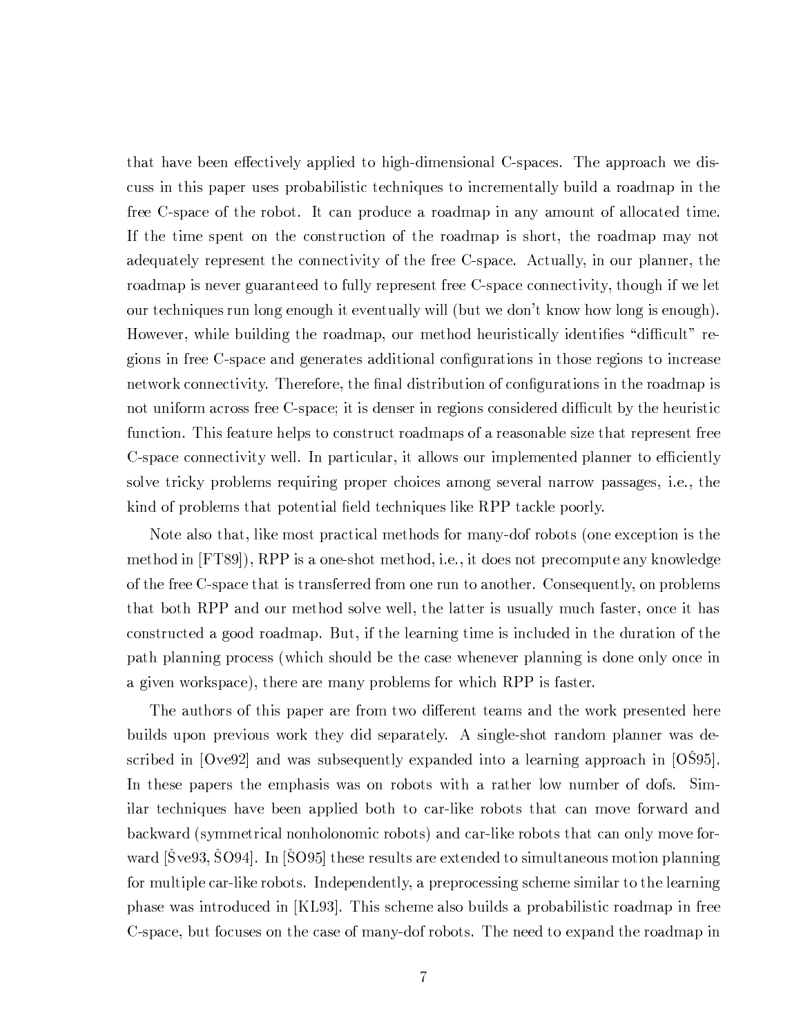that have been effectively applied to high-dimensional C-spaces. The approach we discuss in this paper uses probabilistic techniques to incrementally build a roadmap in the free C-space of the robot. It can produce a roadmap in any amount of allocated time. If the time spent on the construction of the roadmap is short, the roadmap may not adequately represent the connectivity of the free C-space. Actually, in our planner, the roadmap is never guaranteed to fully represent free C-space connectivity, though if we let our techniques run long enough it eventually will (but we don't know how long is enough). However, while building the roadmap, our method heuristically identifies "difficult" regions in free C-space and generates additional configurations in those regions to increase network connectivity. Therefore, the final distribution of configurations in the roadmap is not uniform across free C-space; it is denser in regions considered difficult by the heuristic function. This feature helps to construct roadmaps of a reasonable size that represent free C-space connectivity well. In particular, it allows our implemented planner to efficiently solve tricky problems requiring proper choices among several narrow passages, i.e., the kind of problems that potential field techniques like RPP tackle poorly.

Note also that, like most practical methods for many-dof robots (one exception is the method in [FT89]), RPP is a one-shot method, i.e., it does not precompute any knowledge of the free C-space that is transferred from one run to another. Consequently, on problems that both RPP and our method solve well, the latter is usually much faster, once it has constructed a good roadmap. But, if the learning time is included in the duration of the path planning process (which should be the case whenever planning is done only once in a given workspace), there are many problems for which RPP is faster.

The authors of this paper are from two different teams and the work presented here builds upon previous work they did separately. A single-shot random planner was described in [Ove92] and was subsequently expanded into a learning approach in [OŠ95]. In these papers the emphasis was on robots with a rather low number of dofs. Similar techniques have been applied both to car-like robots that can move forward and backward (symmetrical nonholonomic robots) and car-like robots that can only move forward [Šve93, ŠO94]. In [ŠO95] these results are extended to simultaneous motion planning for multiple car-like robots. Independently, a preprocessing scheme similar to the learning phase was introduced in [KL93]. This scheme also builds a probabilistic roadmap in free C-space, but focuses on the case of many-dof robots. The need to expand the roadmap in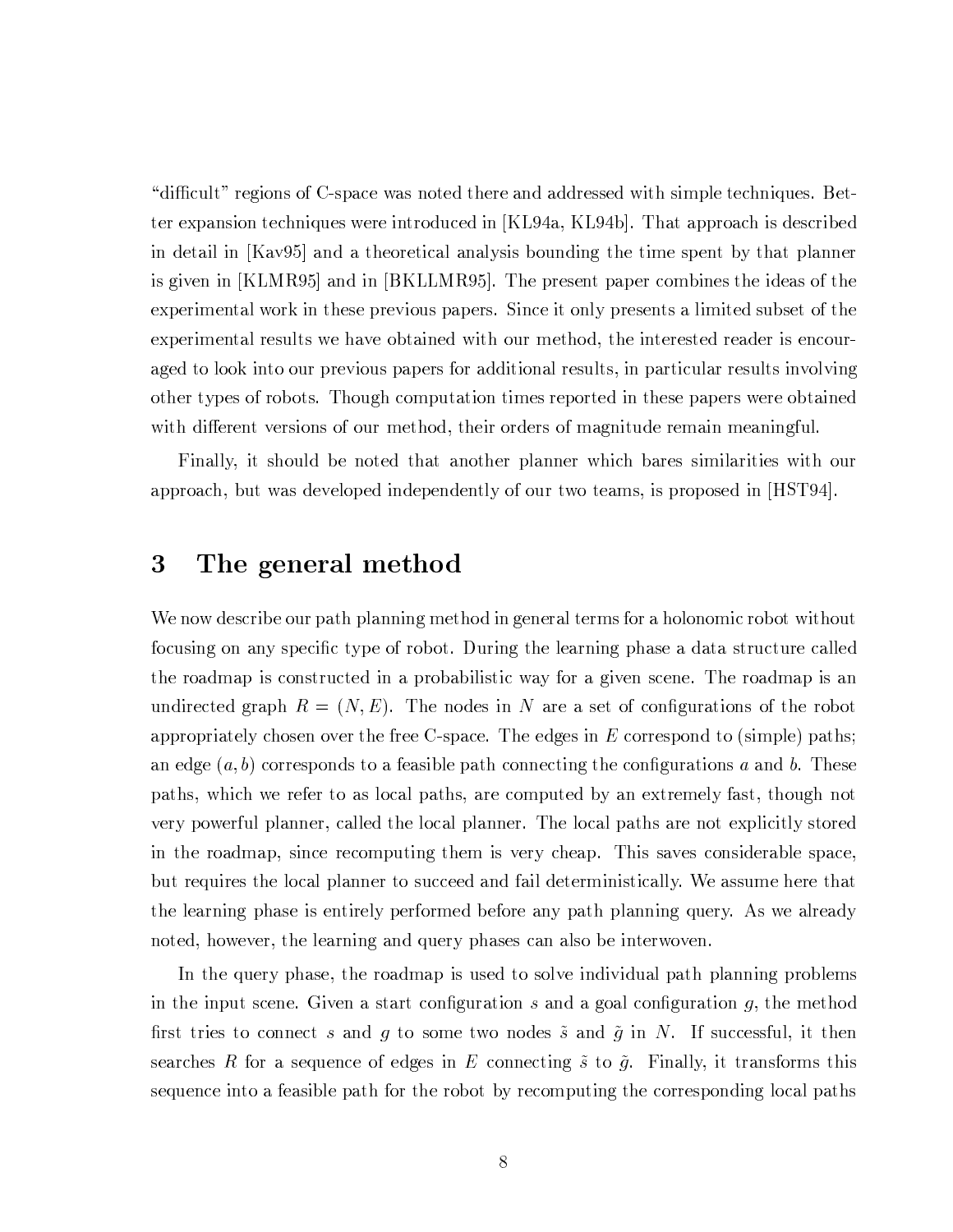"difficult" regions of C-space was noted there and addressed with simple techniques. Better expansion techniques were introduced in [KL94a, KL94b]. That approach is described in detail in [Kav95] and a theoretical analysis bounding the time spent by that planner is given in [KLMR95] and in [BKLLMR95]. The present paper combines the ideas of the experimental work in these previous papers. Since it only presents a limited subset of the experimental results we have obtained with our method, the interested reader is encouraged to look into our previous papers for additional results, in particular results involving other types of robots. Though computation times reported in these papers were obtained with different versions of our method, their orders of magnitude remain meaningful.

Finally, it should be noted that another planner which bares similarities with our approach, but was developed independently of our two teams, is proposed in [HST94].

# 3 The general method

We now describe our path planning method in general terms for a holonomic robot without focusing on any specific type of robot. During the learning phase a data structure called the roadmap is constructed in a probabilistic way for a given scene. The roadmap is an undirected graph $R = (N, E)$. The nodes in $N$ are a set of configurations of the robot appropriately chosen over the free C-space. The edges in $E$ correspond to (simple) paths; an edge $(a, b)$ corresponds to a feasible path connecting the configurations $a$ and $b$. These paths, which we refer to as local paths, are computed by an extremely fast, though not very powerful planner, called the local planner. The local paths are not explicitly stored in the roadmap, since recomputing them is very cheap. This saves considerable space, but requires the local planner to succeed and fail deterministically. We assume here that the learning phase is entirely performed before any path planning query. As we already noted, however, the learning and query phases can also be interwoven.

In the query phase, the roadmap is used to solve individual path planning problems in the input scene. Given a start configuration $s$ and a goal configuration $g$, the method first tries to connect $s$ and $g$ to some two nodes $\tilde{s}$ and $\tilde{g}$ in $N$. If successful, it then searches $R$ for a sequence of edges in $E$ connecting $\tilde{s}$ to $\tilde{g}$. Finally, it transforms this sequence into a feasible path for the robot by recomputing the corresponding local paths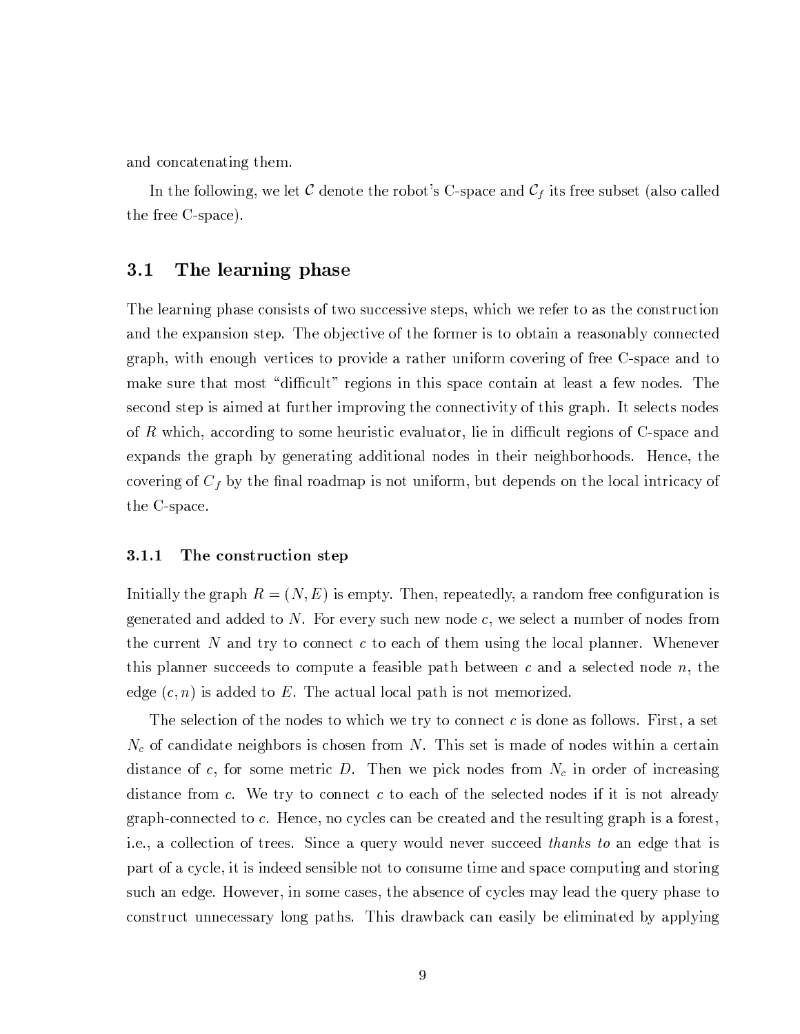and concatenating them.

In the following, we let $\mathcal{C}$ denote the robot's C-space and $\mathcal{C}_f$ its free subset (also called the free C-space).

## 3.1 The learning phase

The learning phase consists of two successive steps, which we refer to as the construction and the expansion step. The objective of the former is to obtain a reasonably connected graph, with enough vertices to provide a rather uniform covering of free C-space and to make sure that most "difficult" regions in this space contain at least a few nodes. The second step is aimed at further improving the connectivity of this graph. It selects nodes of $R$ which, according to some heuristic evaluator, lie in difficult regions of C-space and expands the graph by generating additional nodes in their neighborhoods. Hence, the covering of $C_f$ by the final roadmap is not uniform, but depends on the local intricacy of the C-space.

### 3.1.1 The construction step

Initially the graph $R = (N, E)$ is empty. Then, repeatedly, a random free configuration is generated and added to $N$. For every such new node $c$, we select a number of nodes from the current $N$ and try to connect $c$ to each of them using the local planner. Whenever this planner succeeds to compute a feasible path between $c$ and a selected node $n$, the edge $(c, n)$ is added to $E$. The actual local path is not memorized.

The selection of the nodes to which we try to connect $c$ is done as follows. First, a set $N_c$ of candidate neighbors is chosen from $N$. This set is made of nodes within a certain distance of $c$, for some metric $D$. Then we pick nodes from $N_c$ in order of increasing distance from $c$. We try to connect $c$ to each of the selected nodes if it is not already graph-connected to $c$. Hence, no cycles can be created and the resulting graph is a forest, i.e., a collection of trees. Since a query would never succeed *thanks to* an edge that is part of a cycle, it is indeed sensible not to consume time and space computing and storing such an edge. However, in some cases, the absence of cycles may lead the query phase to construct unnecessary long paths. This drawback can easily be eliminated by applying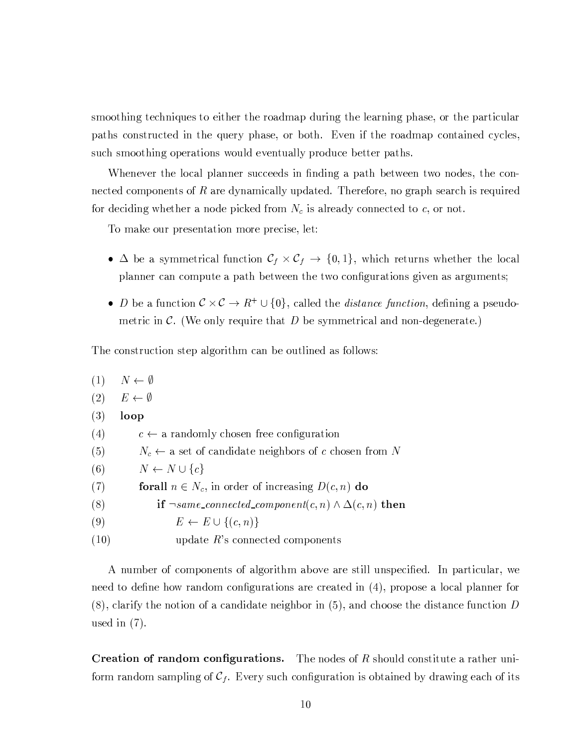smoothing techniques to either the roadmap during the learning phase, or the particular paths constructed in the query phase, or both. Even if the roadmap contained cycles, such smoothing operations would eventually produce better paths.

Whenever the local planner succeeds in finding a path between two nodes, the connected components of $R$ are dynamically updated. Therefore, no graph search is required for deciding whether a node picked from $N_c$ is already connected to $c$, or not.

To make our presentation more precise, let:

- $\Delta$ be a symmetrical function $\mathcal{C}_f \times \mathcal{C}_f \rightarrow \{0, 1\}$, which returns whether the local planner can compute a path between the two configurations given as arguments;
- $D$ be a function $\mathcal{C} \times \mathcal{C} \rightarrow R^+ \cup \{0\}$, called the *distance function*, defining a pseudo-metric in $\mathcal{C}$. (We only require that $D$ be symmetrical and non-degenerate.)

The construction step algorithm can be outlined as follows:

(1) $N \leftarrow \emptyset$
(2) $E \leftarrow \emptyset$
(3) **loop**
(4) $\quad c \leftarrow$ a randomly chosen free configuration
(5) $\quad N_c \leftarrow$ a set of candidate neighbors of $c$ chosen from $N$
(6) $\quad N \leftarrow N \cup \{c\}$
(7) $\quad$ **forall** $n \in N_c$, in order of increasing $D(c, n)$ **do**
(8) $\quad\quad$ **if** $\neg$*same_connected_component*$(c, n) \wedge \Delta(c, n)$ **then**
(9) $\quad\quad\quad E \leftarrow E \cup \{(c, n)\}$
(10) $\quad\quad\quad$ update $R$'s connected components

A number of components of algorithm above are still unspecified. In particular, we need to define how random configurations are created in (4), propose a local planner for (8), clarify the notion of a candidate neighbor in (5), and choose the distance function $D$ used in (7).

**Creation of random configurations.** The nodes of $R$ should constitute a rather uniform random sampling of $\mathcal{C}_f$. Every such configuration is obtained by drawing each of its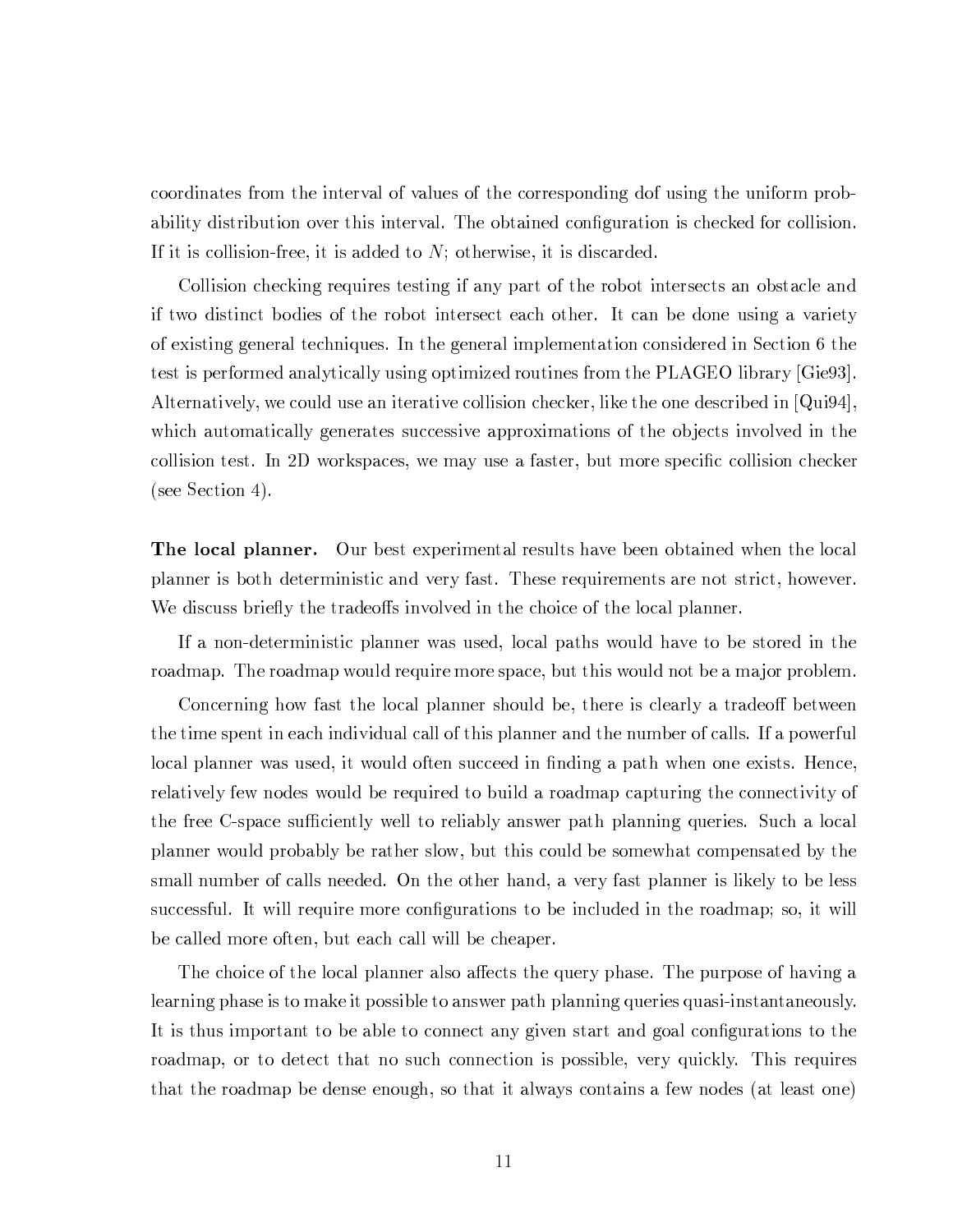coordinates from the interval of values of the corresponding dof using the uniform probability distribution over this interval. The obtained configuration is checked for collision. If it is collision-free, it is added to $N$; otherwise, it is discarded.

Collision checking requires testing if any part of the robot intersects an obstacle and if two distinct bodies of the robot intersect each other. It can be done using a variety of existing general techniques. In the general implementation considered in Section 6 the test is performed analytically using optimized routines from the PLAGEO library [Gie93]. Alternatively, we could use an iterative collision checker, like the one described in [Qui94], which automatically generates successive approximations of the objects involved in the collision test. In 2D workspaces, we may use a faster, but more specific collision checker (see Section 4).

**The local planner.** Our best experimental results have been obtained when the local planner is both deterministic and very fast. These requirements are not strict, however. We discuss briefly the tradeoffs involved in the choice of the local planner.

If a non-deterministic planner was used, local paths would have to be stored in the roadmap. The roadmap would require more space, but this would not be a major problem.

Concerning how fast the local planner should be, there is clearly a tradeoff between the time spent in each individual call of this planner and the number of calls. If a powerful local planner was used, it would often succeed in finding a path when one exists. Hence, relatively few nodes would be required to build a roadmap capturing the connectivity of the free C-space sufficiently well to reliably answer path planning queries. Such a local planner would probably be rather slow, but this could be somewhat compensated by the small number of calls needed. On the other hand, a very fast planner is likely to be less successful. It will require more configurations to be included in the roadmap; so, it will be called more often, but each call will be cheaper.

The choice of the local planner also affects the query phase. The purpose of having a learning phase is to make it possible to answer path planning queries quasi-instantaneously. It is thus important to be able to connect any given start and goal configurations to the roadmap, or to detect that no such connection is possible, very quickly. This requires that the roadmap be dense enough, so that it always contains a few nodes (at least one)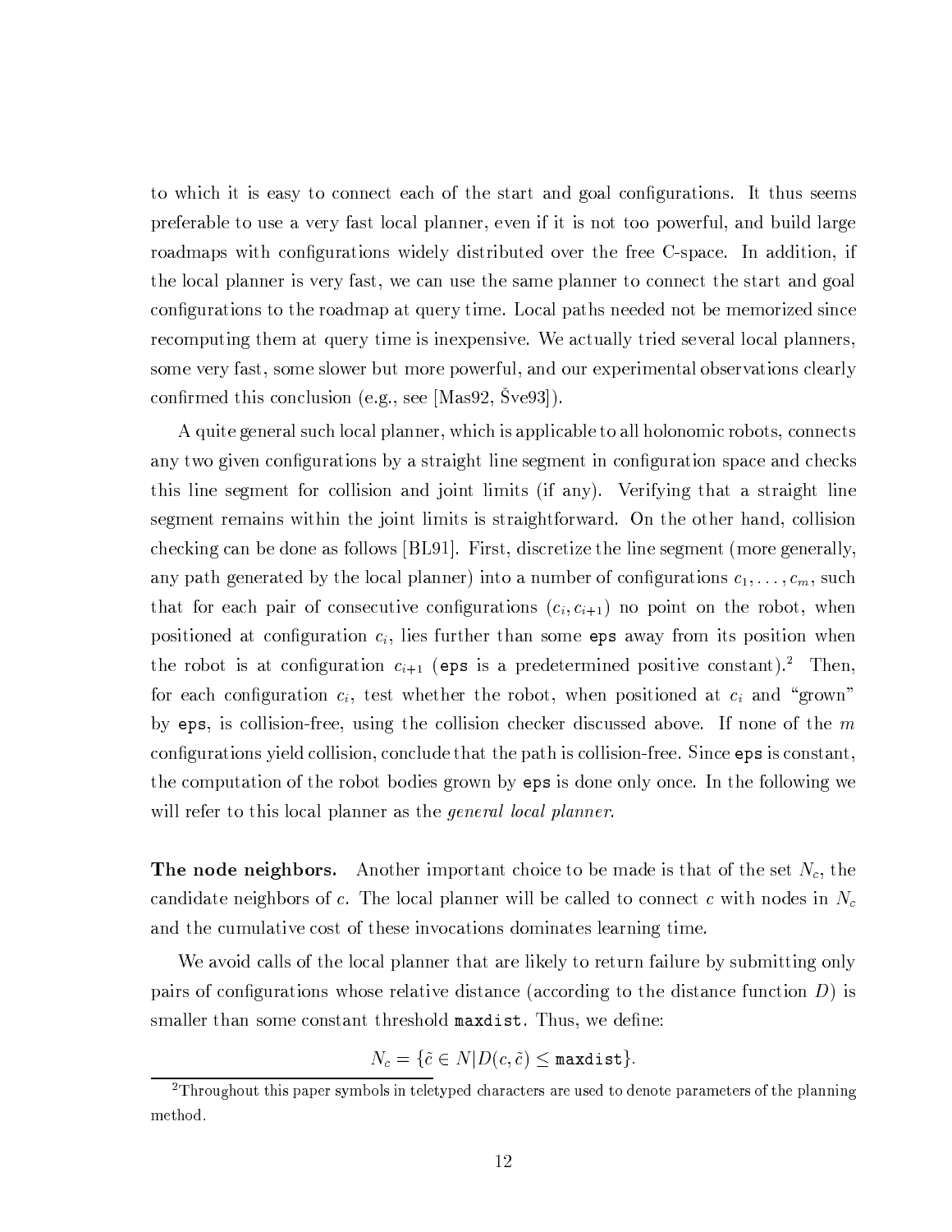to which it is easy to connect each of the start and goal configurations. It thus seems preferable to use a very fast local planner, even if it is not too powerful, and build large roadmaps with configurations widely distributed over the free C-space. In addition, if the local planner is very fast, we can use the same planner to connect the start and goal configurations to the roadmap at query time. Local paths needed not be memorized since recomputing them at query time is inexpensive. We actually tried several local planners, some very fast, some slower but more powerful, and our experimental observations clearly confirmed this conclusion (e.g., see [Mas92, Šve93]).

A quite general such local planner, which is applicable to all holonomic robots, connects any two given configurations by a straight line segment in configuration space and checks this line segment for collision and joint limits (if any). Verifying that a straight line segment remains within the joint limits is straightforward. On the other hand, collision checking can be done as follows [BL91]. First, discretize the line segment (more generally, any path generated by the local planner) into a number of configurations $c_1, \ldots, c_m$, such that for each pair of consecutive configurations $(c_i, c_{i+1})$ no point on the robot, when positioned at configuration $c_i$, lies further than some `eps` away from its position when the robot is at configuration $c_{i+1}$ (`eps` is a predetermined positive constant).[2] Then, for each configuration $c_i$, test whether the robot, when positioned at $c_i$ and "grown" by `eps`, is collision-free, using the collision checker discussed above. If none of the $m$ configurations yield collision, conclude that the path is collision-free. Since `eps` is constant, the computation of the robot bodies grown by `eps` is done only once. In the following we will refer to this local planner as the *general local planner*.

**The node neighbors.** Another important choice to be made is that of the set $N_c$, the candidate neighbors of $c$. The local planner will be called to connect $c$ with nodes in $N_c$ and the cumulative cost of these invocations dominates learning time.

We avoid calls of the local planner that are likely to return failure by submitting only pairs of configurations whose relative distance (according to the distance function $D$) is smaller than some constant threshold `maxdist`. Thus, we define:

$$N_c = \{\tilde{c} \in N | D(c, \tilde{c}) \leq \texttt{maxdist}\}.$$

[2] Throughout this paper symbols in teletyped characters are used to denote parameters of the planning method.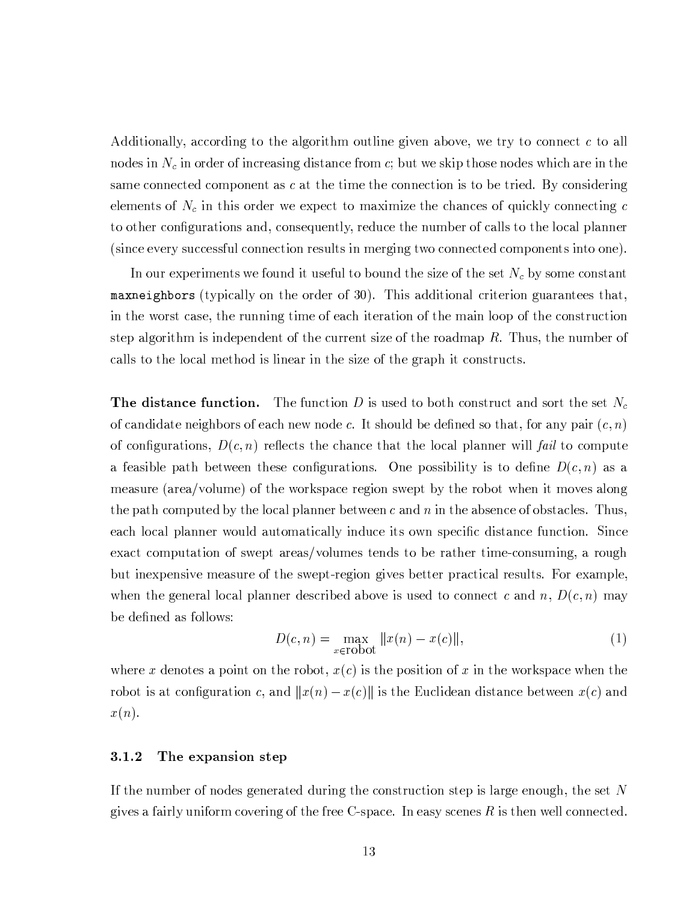Additionally, according to the algorithm outline given above, we try to connect $c$ to all nodes in $N_c$ in order of increasing distance from $c$; but we skip those nodes which are in the same connected component as $c$ at the time the connection is to be tried. By considering elements of $N_c$ in this order we expect to maximize the chances of quickly connecting $c$ to other configurations and, consequently, reduce the number of calls to the local planner (since every successful connection results in merging two connected components into one).

In our experiments we found it useful to bound the size of the set $N_c$ by some constant `maxneighbors` (typically on the order of 30). This additional criterion guarantees that, in the worst case, the running time of each iteration of the main loop of the construction step algorithm is independent of the current size of the roadmap $R$. Thus, the number of calls to the local method is linear in the size of the graph it constructs.

**The distance function.** The function $D$ is used to both construct and sort the set $N_c$ of candidate neighbors of each new node $c$. It should be defined so that, for any pair $(c, n)$ of configurations, $D(c, n)$ reflects the chance that the local planner will *fail* to compute a feasible path between these configurations. One possibility is to define $D(c, n)$ as a measure (area/volume) of the workspace region swept by the robot when it moves along the path computed by the local planner between $c$ and $n$ in the absence of obstacles. Thus, each local planner would automatically induce its own specific distance function. Since exact computation of swept areas/volumes tends to be rather time-consuming, a rough but inexpensive measure of the swept-region gives better practical results. For example, when the general local planner described above is used to connect $c$ and $n$, $D(c, n)$ may be defined as follows:

$$D(c, n) = \max_{x \in \text{robot}} \|x(n) - x(c)\|, \tag{1}$$

where $x$ denotes a point on the robot, $x(c)$ is the position of $x$ in the workspace when the robot is at configuration $c$, and $\|x(n) - x(c)\|$ is the Euclidean distance between $x(c)$ and $x(n)$.

### 3.1.2 The expansion step

If the number of nodes generated during the construction step is large enough, the set $N$ gives a fairly uniform covering of the free C-space. In easy scenes $R$ is then well connected.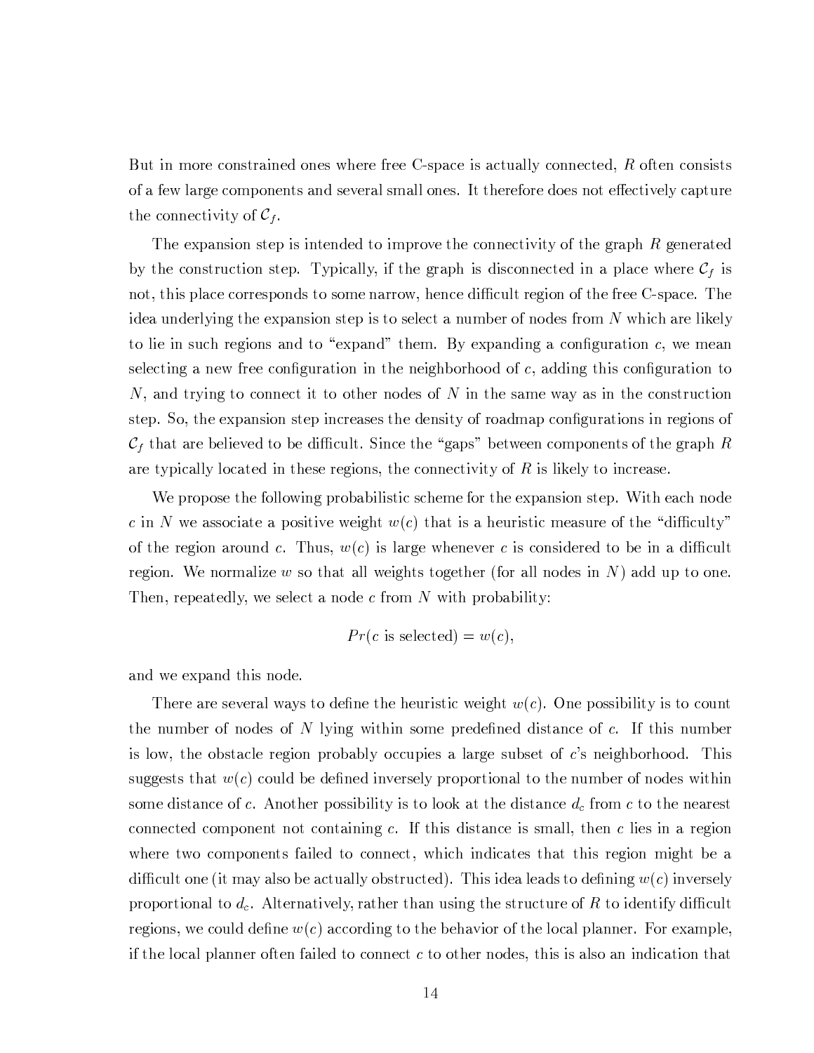But in more constrained ones where free C-space is actually connected, $R$ often consists of a few large components and several small ones. It therefore does not effectively capture the connectivity of $\mathcal{C}_f$.

The expansion step is intended to improve the connectivity of the graph $R$ generated by the construction step. Typically, if the graph is disconnected in a place where $\mathcal{C}_f$ is not, this place corresponds to some narrow, hence difficult region of the free C-space. The idea underlying the expansion step is to select a number of nodes from $N$ which are likely to lie in such regions and to "expand" them. By expanding a configuration $c$, we mean selecting a new free configuration in the neighborhood of $c$, adding this configuration to $N$, and trying to connect it to other nodes of $N$ in the same way as in the construction step. So, the expansion step increases the density of roadmap configurations in regions of $\mathcal{C}_f$ that are believed to be difficult. Since the "gaps" between components of the graph $R$ are typically located in these regions, the connectivity of $R$ is likely to increase.

We propose the following probabilistic scheme for the expansion step. With each node $c$ in $N$ we associate a positive weight $w(c)$ that is a heuristic measure of the "difficulty" of the region around $c$. Thus, $w(c)$ is large whenever $c$ is considered to be in a difficult region. We normalize $w$ so that all weights together (for all nodes in $N$) add up to one. Then, repeatedly, we select a node $c$ from $N$ with probability:

$$Pr(c \text{ is selected}) = w(c),$$

and we expand this node.

There are several ways to define the heuristic weight $w(c)$. One possibility is to count the number of nodes of $N$ lying within some predefined distance of $c$. If this number is low, the obstacle region probably occupies a large subset of $c$'s neighborhood. This suggests that $w(c)$ could be defined inversely proportional to the number of nodes within some distance of $c$. Another possibility is to look at the distance $d_c$ from $c$ to the nearest connected component not containing $c$. If this distance is small, then $c$ lies in a region where two components failed to connect, which indicates that this region might be a difficult one (it may also be actually obstructed). This idea leads to defining $w(c)$ inversely proportional to $d_c$. Alternatively, rather than using the structure of $R$ to identify difficult regions, we could define $w(c)$ according to the behavior of the local planner. For example, if the local planner often failed to connect $c$ to other nodes, this is also an indication that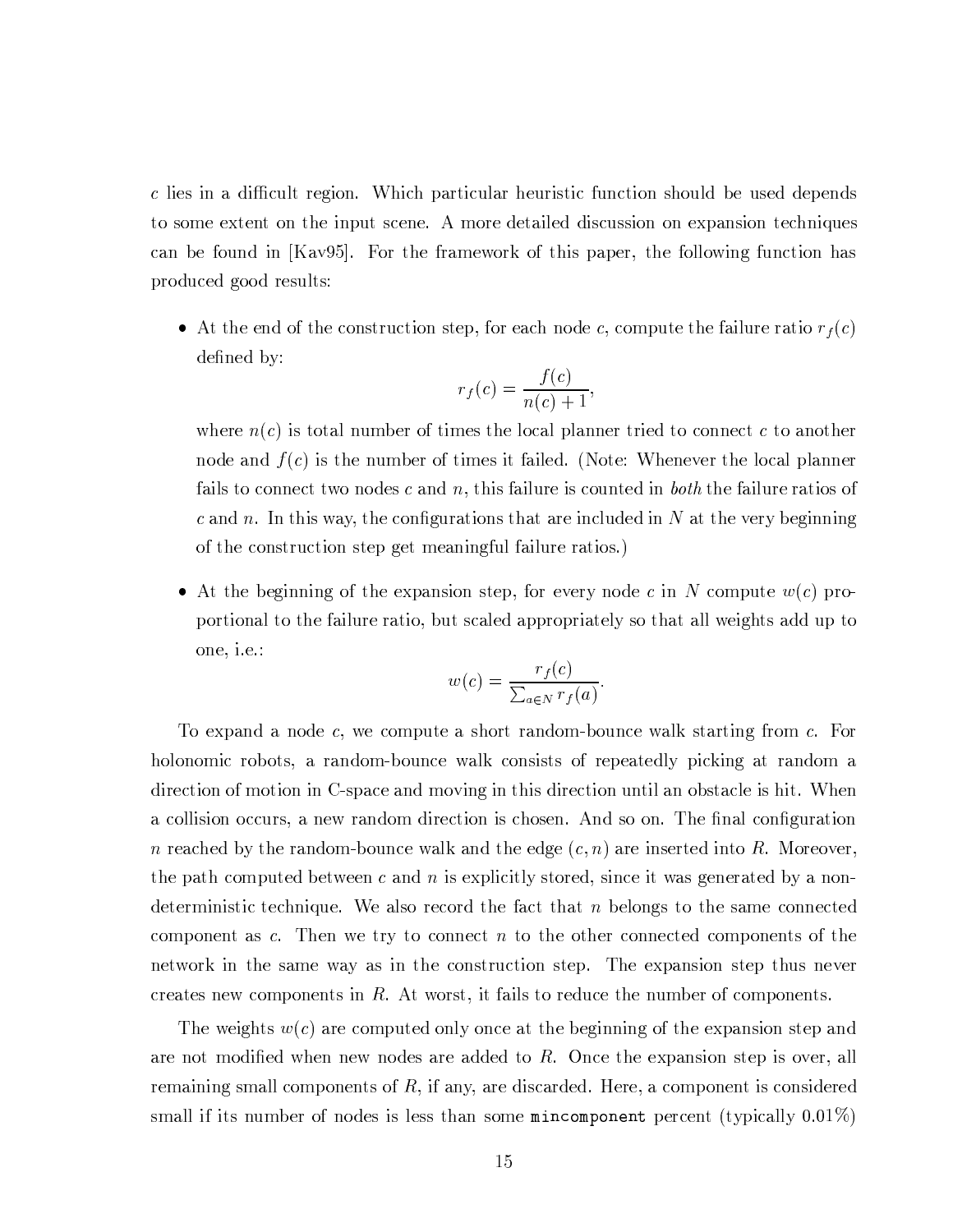$c$ lies in a difficult region. Which particular heuristic function should be used depends to some extent on the input scene. A more detailed discussion on expansion techniques can be found in [Kav95]. For the framework of this paper, the following function has produced good results:

- At the end of the construction step, for each node $c$, compute the failure ratio $r_f(c)$ defined by:

$$r_f(c) = \frac{f(c)}{n(c) + 1},$$

where $n(c)$ is total number of times the local planner tried to connect $c$ to another node and $f(c)$ is the number of times it failed. (Note: Whenever the local planner fails to connect two nodes $c$ and $n$, this failure is counted in *both* the failure ratios of $c$ and $n$. In this way, the configurations that are included in $N$ at the very beginning of the construction step get meaningful failure ratios.)

- At the beginning of the expansion step, for every node $c$ in $N$ compute $w(c)$ proportional to the failure ratio, but scaled appropriately so that all weights add up to one, i.e.:

$$w(c) = \frac{r_f(c)}{\sum_{a \in N} r_f(a)}.$$

To expand a node $c$, we compute a short random-bounce walk starting from $c$. For holonomic robots, a random-bounce walk consists of repeatedly picking at random a direction of motion in C-space and moving in this direction until an obstacle is hit. When a collision occurs, a new random direction is chosen. And so on. The final configuration $n$ reached by the random-bounce walk and the edge $(c, n)$ are inserted into $R$. Moreover, the path computed between $c$ and $n$ is explicitly stored, since it was generated by a non-deterministic technique. We also record the fact that $n$ belongs to the same connected component as $c$. Then we try to connect $n$ to the other connected components of the network in the same way as in the construction step. The expansion step thus never creates new components in $R$. At worst, it fails to reduce the number of components.

The weights $w(c)$ are computed only once at the beginning of the expansion step and are not modified when new nodes are added to $R$. Once the expansion step is over, all remaining small components of $R$, if any, are discarded. Here, a component is considered small if its number of nodes is less than some `mincomponent` percent (typically 0.01%)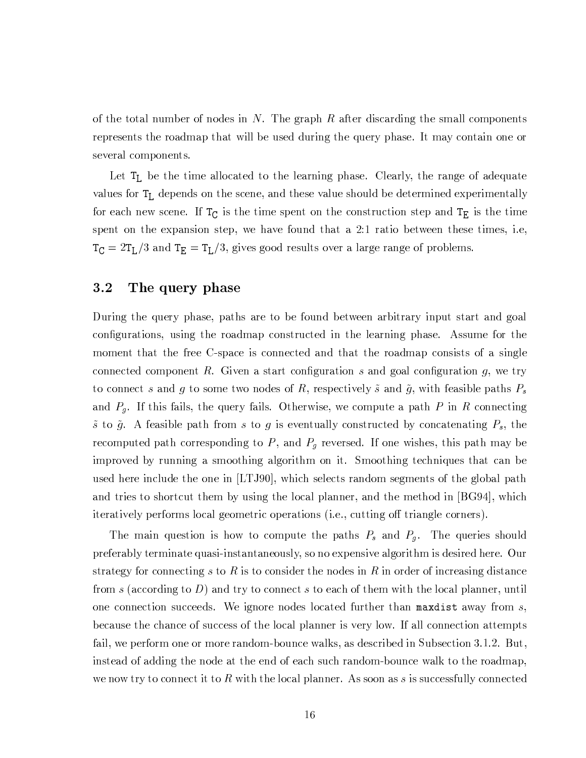of the total number of nodes in $N$. The graph $R$ after discarding the small components represents the roadmap that will be used during the query phase. It may contain one or several components.

Let $\mathtt{T_L}$ be the time allocated to the learning phase. Clearly, the range of adequate values for $\mathtt{T_L}$ depends on the scene, and these value should be determined experimentally for each new scene. If $\mathtt{T_C}$ is the time spent on the construction step and $\mathtt{T_E}$ is the time spent on the expansion step, we have found that a 2:1 ratio between these times, i.e, $\mathtt{T_C} = 2\mathtt{T_L}/3$ and $\mathtt{T_E} = \mathtt{T_L}/3$, gives good results over a large range of problems.

## 3.2 The query phase

During the query phase, paths are to be found between arbitrary input start and goal configurations, using the roadmap constructed in the learning phase. Assume for the moment that the free C-space is connected and that the roadmap consists of a single connected component $R$. Given a start configuration $s$ and goal configuration $g$, we try to connect $s$ and $g$ to some two nodes of $R$, respectively $\tilde{s}$ and $\tilde{g}$, with feasible paths $P_s$ and $P_g$. If this fails, the query fails. Otherwise, we compute a path $P$ in $R$ connecting $\tilde{s}$ to $\tilde{g}$. A feasible path from $s$ to $g$ is eventually constructed by concatenating $P_s$, the recomputed path corresponding to $P$, and $P_g$ reversed. If one wishes, this path may be improved by running a smoothing algorithm on it. Smoothing techniques that can be used here include the one in [LTJ90], which selects random segments of the global path and tries to shortcut them by using the local planner, and the method in [BG94], which iteratively performs local geometric operations (i.e., cutting off triangle corners).

The main question is how to compute the paths $P_s$ and $P_g$. The queries should preferably terminate quasi-instantaneously, so no expensive algorithm is desired here. Our strategy for connecting $s$ to $R$ is to consider the nodes in $R$ in order of increasing distance from $s$ (according to $D$) and try to connect $s$ to each of them with the local planner, until one connection succeeds. We ignore nodes located further than `maxdist` away from $s$, because the chance of success of the local planner is very low. If all connection attempts fail, we perform one or more random-bounce walks, as described in Subsection 3.1.2. But, instead of adding the node at the end of each such random-bounce walk to the roadmap, we now try to connect it to $R$ with the local planner. As soon as $s$ is successfully connected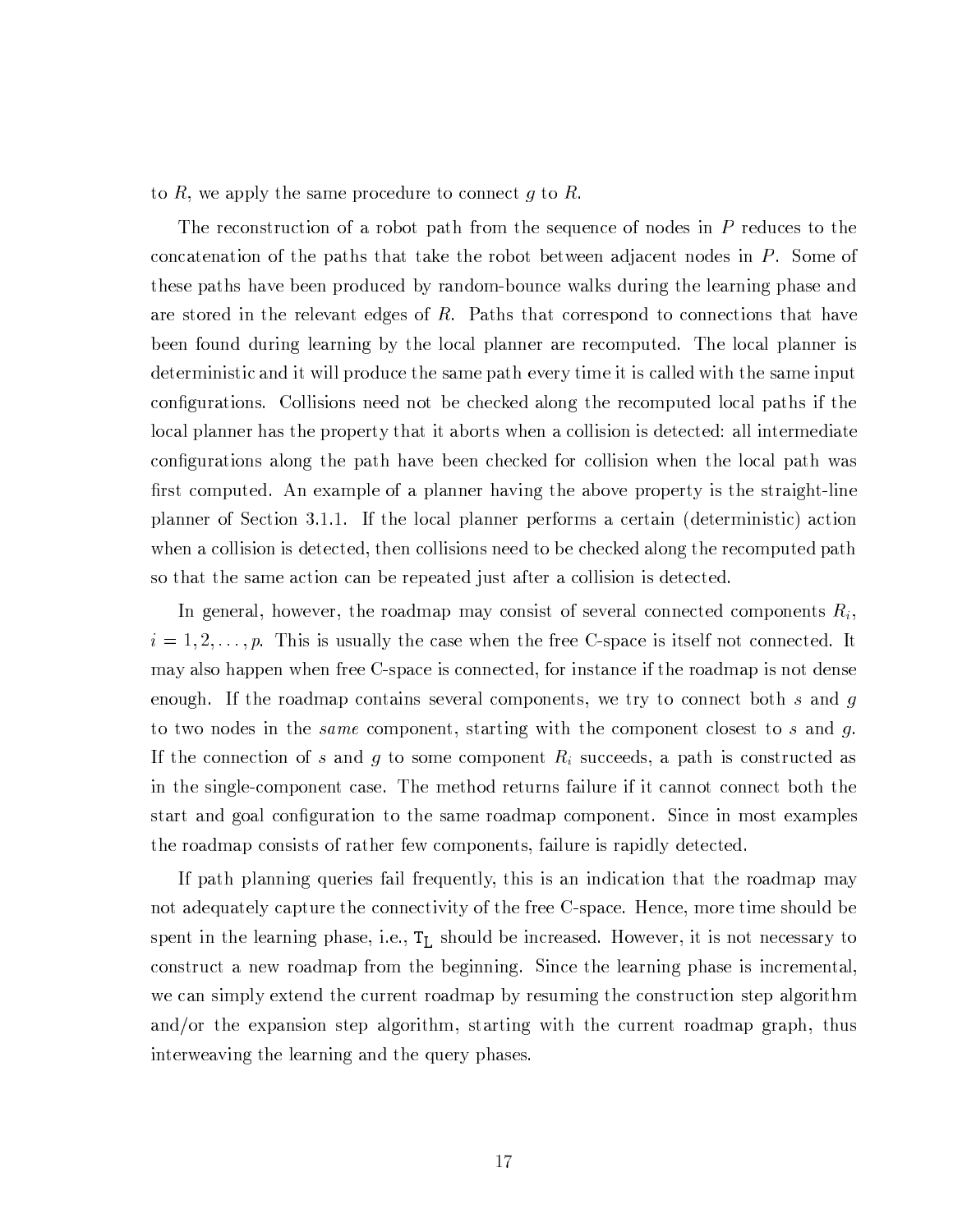to $R$, we apply the same procedure to connect $g$ to $R$.

The reconstruction of a robot path from the sequence of nodes in $P$ reduces to the concatenation of the paths that take the robot between adjacent nodes in $P$. Some of these paths have been produced by random-bounce walks during the learning phase and are stored in the relevant edges of $R$. Paths that correspond to connections that have been found during learning by the local planner are recomputed. The local planner is deterministic and it will produce the same path every time it is called with the same input configurations. Collisions need not be checked along the recomputed local paths if the local planner has the property that it aborts when a collision is detected: all intermediate configurations along the path have been checked for collision when the local path was first computed. An example of a planner having the above property is the straight-line planner of Section 3.1.1. If the local planner performs a certain (deterministic) action when a collision is detected, then collisions need to be checked along the recomputed path so that the same action can be repeated just after a collision is detected.

In general, however, the roadmap may consist of several connected components $R_i$, $i = 1, 2, \ldots, p$. This is usually the case when the free C-space is itself not connected. It may also happen when free C-space is connected, for instance if the roadmap is not dense enough. If the roadmap contains several components, we try to connect both $s$ and $g$ to two nodes in the *same* component, starting with the component closest to $s$ and $g$. If the connection of $s$ and $g$ to some component $R_i$ succeeds, a path is constructed as in the single-component case. The method returns failure if it cannot connect both the start and goal configuration to the same roadmap component. Since in most examples the roadmap consists of rather few components, failure is rapidly detected.

If path planning queries fail frequently, this is an indication that the roadmap may not adequately capture the connectivity of the free C-space. Hence, more time should be spent in the learning phase, i.e., $T_L$ should be increased. However, it is not necessary to construct a new roadmap from the beginning. Since the learning phase is incremental, we can simply extend the current roadmap by resuming the construction step algorithm and/or the expansion step algorithm, starting with the current roadmap graph, thus interweaving the learning and the query phases.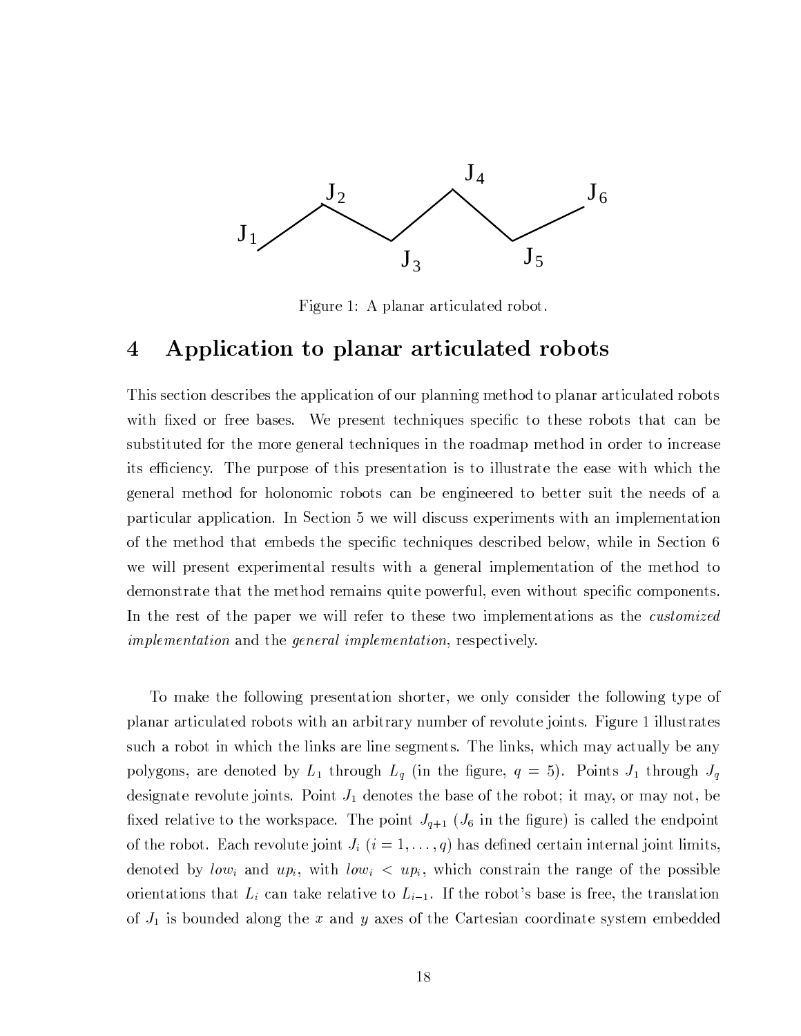Figure 1: A planar articulated robot.

# 4 Application to planar articulated robots

This section describes the application of our planning method to planar articulated robots with fixed or free bases. We present techniques specific to these robots that can be substituted for the more general techniques in the roadmap method in order to increase its efficiency. The purpose of this presentation is to illustrate the ease with which the general method for holonomic robots can be engineered to better suit the needs of a particular application. In Section 5 we will discuss experiments with an implementation of the method that embeds the specific techniques described below, while in Section 6 we will present experimental results with a general implementation of the method to demonstrate that the method remains quite powerful, even without specific components. In the rest of the paper we will refer to these two implementations as the *customized implementation* and the *general implementation*, respectively.

To make the following presentation shorter, we only consider the following type of planar articulated robots with an arbitrary number of revolute joints. Figure 1 illustrates such a robot in which the links are line segments. The links, which may actually be any polygons, are denoted by $L_1$ through $L_q$ (in the figure, $q = 5$). Points $J_1$ through $J_q$ designate revolute joints. Point $J_1$ denotes the base of the robot; it may, or may not, be fixed relative to the workspace. The point $J_{q+1}$ ($J_6$ in the figure) is called the endpoint of the robot. Each revolute joint $J_i$ ($i = 1, \ldots, q$) has defined certain internal joint limits, denoted by $low_i$ and $up_i$, with $low_i < up_i$, which constrain the range of the possible orientations that $L_i$ can take relative to $L_{i-1}$. If the robot's base is free, the translation of $J_1$ is bounded along the $x$ and $y$ axes of the Cartesian coordinate system embedded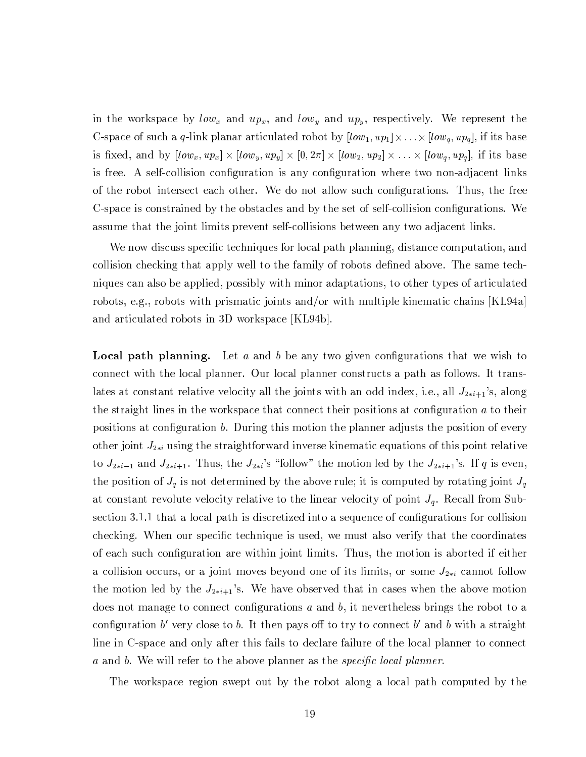in the workspace by $low_x$ and $up_x$, and $low_y$ and $up_y$, respectively. We represent the C-space of such a $q$-link planar articulated robot by $[low_1, up_1] \times \ldots \times [low_q, up_q]$, if its base is fixed, and by $[low_x, up_x] \times [low_y, up_y] \times [0, 2\pi] \times [low_2, up_2] \times \ldots \times [low_q, up_q]$, if its base is free. A self-collision configuration is any configuration where two non-adjacent links of the robot intersect each other. We do not allow such configurations. Thus, the free C-space is constrained by the obstacles and by the set of self-collision configurations. We assume that the joint limits prevent self-collisions between any two adjacent links.

We now discuss specific techniques for local path planning, distance computation, and collision checking that apply well to the family of robots defined above. The same techniques can also be applied, possibly with minor adaptations, to other types of articulated robots, e.g., robots with prismatic joints and/or with multiple kinematic chains [KL94a] and articulated robots in 3D workspace [KL94b].

**Local path planning.** Let $a$ and $b$ be any two given configurations that we wish to connect with the local planner. Our local planner constructs a path as follows. It translates at constant relative velocity all the joints with an odd index, i.e., all $J_{2*i+1}$'s, along the straight lines in the workspace that connect their positions at configuration $a$ to their positions at configuration $b$. During this motion the planner adjusts the position of every other joint $J_{2*i}$ using the straightforward inverse kinematic equations of this point relative to $J_{2*i-1}$ and $J_{2*i+1}$. Thus, the $J_{2*i}$'s "follow" the motion led by the $J_{2*i+1}$'s. If $q$ is even, the position of $J_q$ is not determined by the above rule; it is computed by rotating joint $J_q$ at constant revolute velocity relative to the linear velocity of point $J_q$. Recall from Subsection 3.1.1 that a local path is discretized into a sequence of configurations for collision checking. When our specific technique is used, we must also verify that the coordinates of each such configuration are within joint limits. Thus, the motion is aborted if either a collision occurs, or a joint moves beyond one of its limits, or some $J_{2*i}$ cannot follow the motion led by the $J_{2*i+1}$'s. We have observed that in cases when the above motion does not manage to connect configurations $a$ and $b$, it nevertheless brings the robot to a configuration $b'$ very close to $b$. It then pays off to try to connect $b'$ and $b$ with a straight line in C-space and only after this fails to declare failure of the local planner to connect $a$ and $b$. We will refer to the above planner as the *specific local planner*.

The workspace region swept out by the robot along a local path computed by the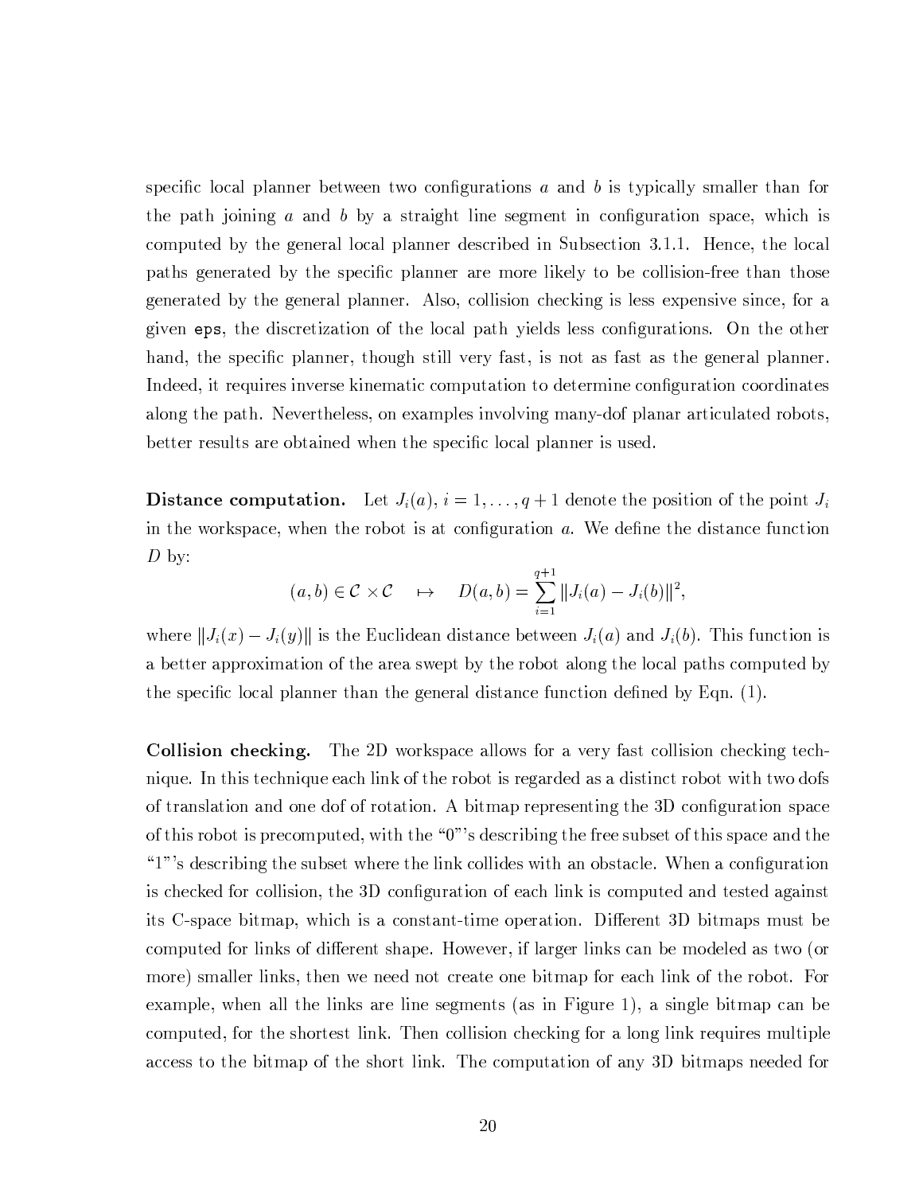specific local planner between two configurations $a$ and $b$ is typically smaller than for the path joining $a$ and $b$ by a straight line segment in configuration space, which is computed by the general local planner described in Subsection 3.1.1. Hence, the local paths generated by the specific planner are more likely to be collision-free than those generated by the general planner. Also, collision checking is less expensive since, for a given `eps`, the discretization of the local path yields less configurations. On the other hand, the specific planner, though still very fast, is not as fast as the general planner. Indeed, it requires inverse kinematic computation to determine configuration coordinates along the path. Nevertheless, on examples involving many-dof planar articulated robots, better results are obtained when the specific local planner is used.

**Distance computation.** Let $J_i(a)$, $i = 1, \ldots, q+1$ denote the position of the point $J_i$ in the workspace, when the robot is at configuration $a$. We define the distance function $D$ by:

$$(a, b) \in \mathcal{C} \times \mathcal{C} \quad \mapsto \quad D(a, b) = \sum_{i=1}^{q+1} \|J_i(a) - J_i(b)\|^2,$$

where $\|J_i(x) - J_i(y)\|$ is the Euclidean distance between $J_i(a)$ and $J_i(b)$. This function is a better approximation of the area swept by the robot along the local paths computed by the specific local planner than the general distance function defined by Eqn. (1).

**Collision checking.** The 2D workspace allows for a very fast collision checking technique. In this technique each link of the robot is regarded as a distinct robot with two dofs of translation and one dof of rotation. A bitmap representing the 3D configuration space of this robot is precomputed, with the "0"'s describing the free subset of this space and the "1"'s describing the subset where the link collides with an obstacle. When a configuration is checked for collision, the 3D configuration of each link is computed and tested against its C-space bitmap, which is a constant-time operation. Different 3D bitmaps must be computed for links of different shape. However, if larger links can be modeled as two (or more) smaller links, then we need not create one bitmap for each link of the robot. For example, when all the links are line segments (as in Figure 1), a single bitmap can be computed, for the shortest link. Then collision checking for a long link requires multiple access to the bitmap of the short link. The computation of any 3D bitmaps needed for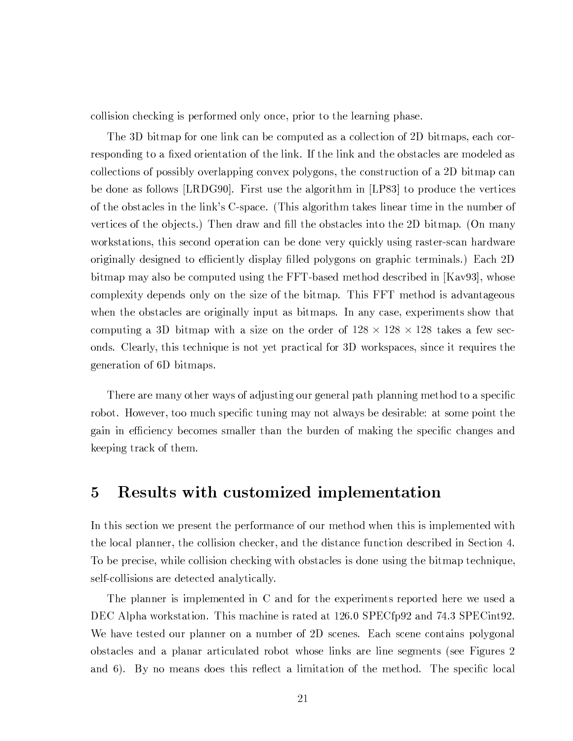collision checking is performed only once, prior to the learning phase.

The 3D bitmap for one link can be computed as a collection of 2D bitmaps, each corresponding to a fixed orientation of the link. If the link and the obstacles are modeled as collections of possibly overlapping convex polygons, the construction of a 2D bitmap can be done as follows [LRDG90]. First use the algorithm in [LP83] to produce the vertices of the obstacles in the link's C-space. (This algorithm takes linear time in the number of vertices of the objects.) Then draw and fill the obstacles into the 2D bitmap. (On many workstations, this second operation can be done very quickly using raster-scan hardware originally designed to efficiently display filled polygons on graphic terminals.) Each 2D bitmap may also be computed using the FFT-based method described in [Kav93], whose complexity depends only on the size of the bitmap. This FFT method is advantageous when the obstacles are originally input as bitmaps. In any case, experiments show that computing a 3D bitmap with a size on the order of $128 \times 128 \times 128$ takes a few seconds. Clearly, this technique is not yet practical for 3D workspaces, since it requires the generation of 6D bitmaps.

There are many other ways of adjusting our general path planning method to a specific robot. However, too much specific tuning may not always be desirable: at some point the gain in efficiency becomes smaller than the burden of making the specific changes and keeping track of them.

# 5 Results with customized implementation

In this section we present the performance of our method when this is implemented with the local planner, the collision checker, and the distance function described in Section 4. To be precise, while collision checking with obstacles is done using the bitmap technique, self-collisions are detected analytically.

The planner is implemented in C and for the experiments reported here we used a DEC Alpha workstation. This machine is rated at 126.0 SPECfp92 and 74.3 SPECint92. We have tested our planner on a number of 2D scenes. Each scene contains polygonal obstacles and a planar articulated robot whose links are line segments (see Figures 2 and 6). By no means does this reflect a limitation of the method. The specific local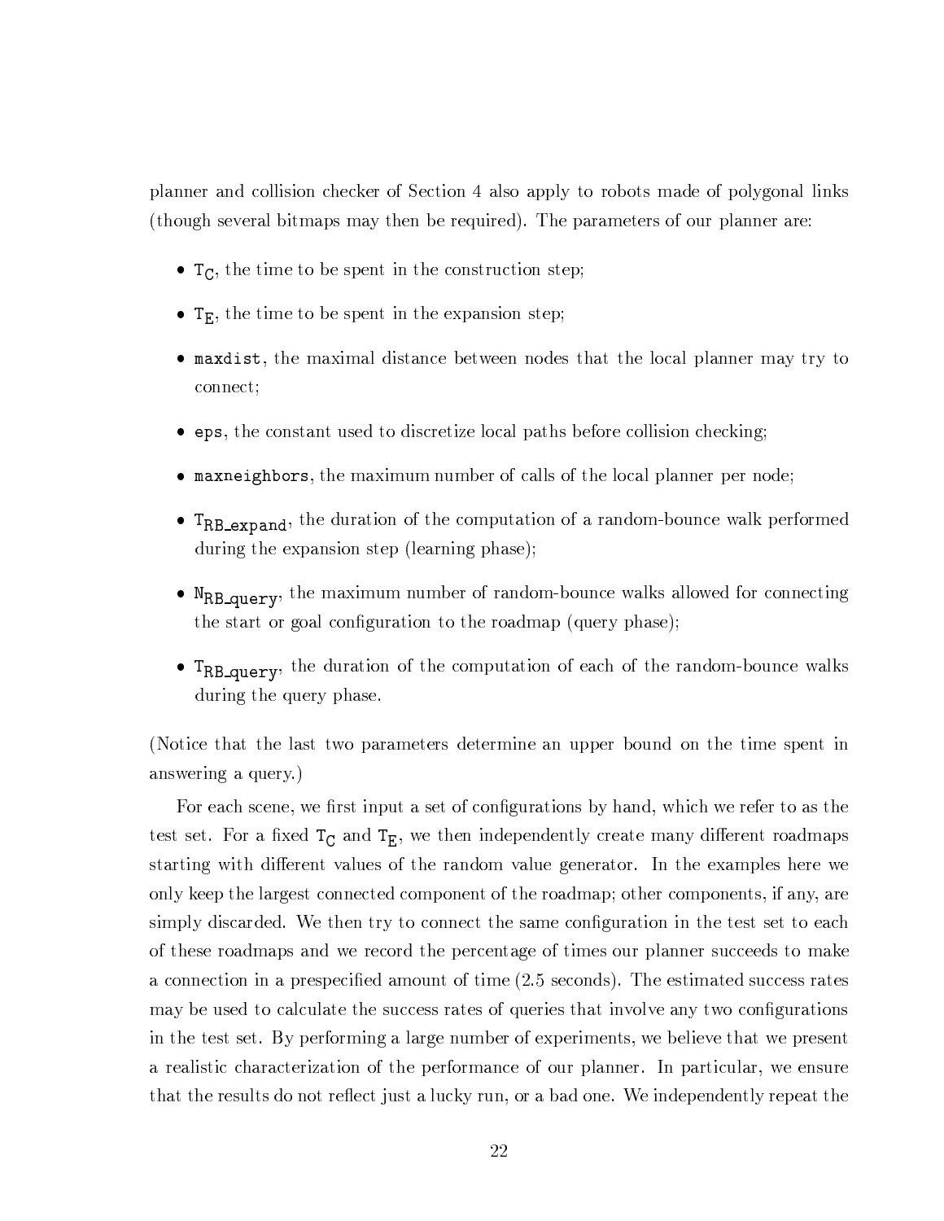planner and collision checker of Section 4 also apply to robots made of polygonal links (though several bitmaps may then be required). The parameters of our planner are:

- $\mathtt{T_C}$, the time to be spent in the construction step;
- $\mathtt{T_E}$, the time to be spent in the expansion step;
- `maxdist`, the maximal distance between nodes that the local planner may try to connect;
- `eps`, the constant used to discretize local paths before collision checking;
- `maxneighbors`, the maximum number of calls of the local planner per node;
- $\mathtt{T_{RB\_expand}}$, the duration of the computation of a random-bounce walk performed during the expansion step (learning phase);
- $\mathtt{N_{RB\_query}}$, the maximum number of random-bounce walks allowed for connecting the start or goal configuration to the roadmap (query phase);
- $\mathtt{T_{RB\_query}}$, the duration of the computation of each of the random-bounce walks during the query phase.

(Notice that the last two parameters determine an upper bound on the time spent in answering a query.)

For each scene, we first input a set of configurations by hand, which we refer to as the test set. For a fixed $\mathtt{T_C}$ and $\mathtt{T_E}$, we then independently create many different roadmaps starting with different values of the random value generator. In the examples here we only keep the largest connected component of the roadmap; other components, if any, are simply discarded. We then try to connect the same configuration in the test set to each of these roadmaps and we record the percentage of times our planner succeeds to make a connection in a prespecified amount of time (2.5 seconds). The estimated success rates may be used to calculate the success rates of queries that involve any two configurations in the test set. By performing a large number of experiments, we believe that we present a realistic characterization of the performance of our planner. In particular, we ensure that the results do not reflect just a lucky run, or a bad one. We independently repeat the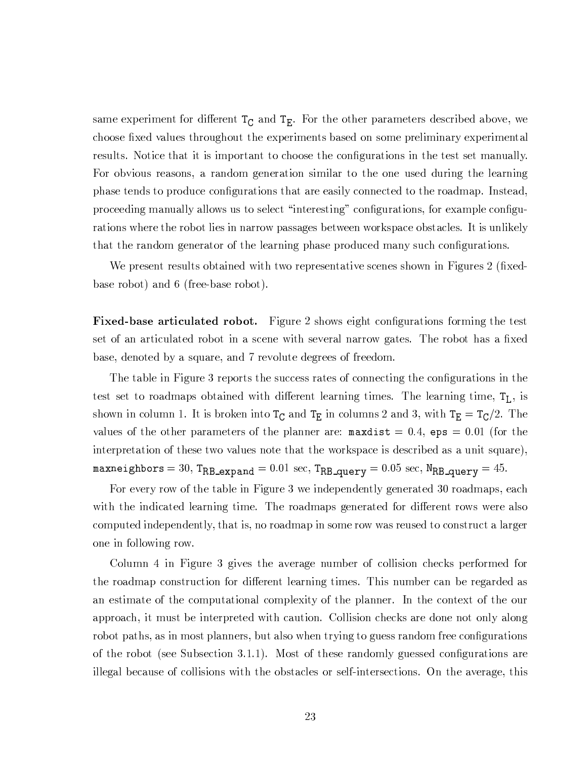same experiment for different $\mathtt{T_C}$ and $\mathtt{T_E}$. For the other parameters described above, we choose fixed values throughout the experiments based on some preliminary experimental results. Notice that it is important to choose the configurations in the test set manually. For obvious reasons, a random generation similar to the one used during the learning phase tends to produce configurations that are easily connected to the roadmap. Instead, proceeding manually allows us to select "interesting" configurations, for example configurations where the robot lies in narrow passages between workspace obstacles. It is unlikely that the random generator of the learning phase produced many such configurations.

We present results obtained with two representative scenes shown in Figures 2 (fixed-base robot) and 6 (free-base robot).

**Fixed-base articulated robot.** Figure 2 shows eight configurations forming the test set of an articulated robot in a scene with several narrow gates. The robot has a fixed base, denoted by a square, and 7 revolute degrees of freedom.

The table in Figure 3 reports the success rates of connecting the configurations in the test set to roadmaps obtained with different learning times. The learning time, $\mathtt{T_L}$, is shown in column 1. It is broken into $\mathtt{T_C}$ and $\mathtt{T_E}$ in columns 2 and 3, with $\mathtt{T_E} = \mathtt{T_C}/2$. The values of the other parameters of the planner are: `maxdist` $= 0.4$, `eps` $= 0.01$ (for the interpretation of these two values note that the workspace is described as a unit square), `maxneighbors` $= 30$, $\mathtt{T_{RB\_expand}} = 0.01$ sec, $\mathtt{T_{RB\_query}} = 0.05$ sec, $\mathtt{N_{RB\_query}} = 45$.

For every row of the table in Figure 3 we independently generated 30 roadmaps, each with the indicated learning time. The roadmaps generated for different rows were also computed independently, that is, no roadmap in some row was reused to construct a larger one in following row.

Column 4 in Figure 3 gives the average number of collision checks performed for the roadmap construction for different learning times. This number can be regarded as an estimate of the computational complexity of the planner. In the context of the our approach, it must be interpreted with caution. Collision checks are done not only along robot paths, as in most planners, but also when trying to guess random free configurations of the robot (see Subsection 3.1.1). Most of these randomly guessed configurations are illegal because of collisions with the obstacles or self-intersections. On the average, this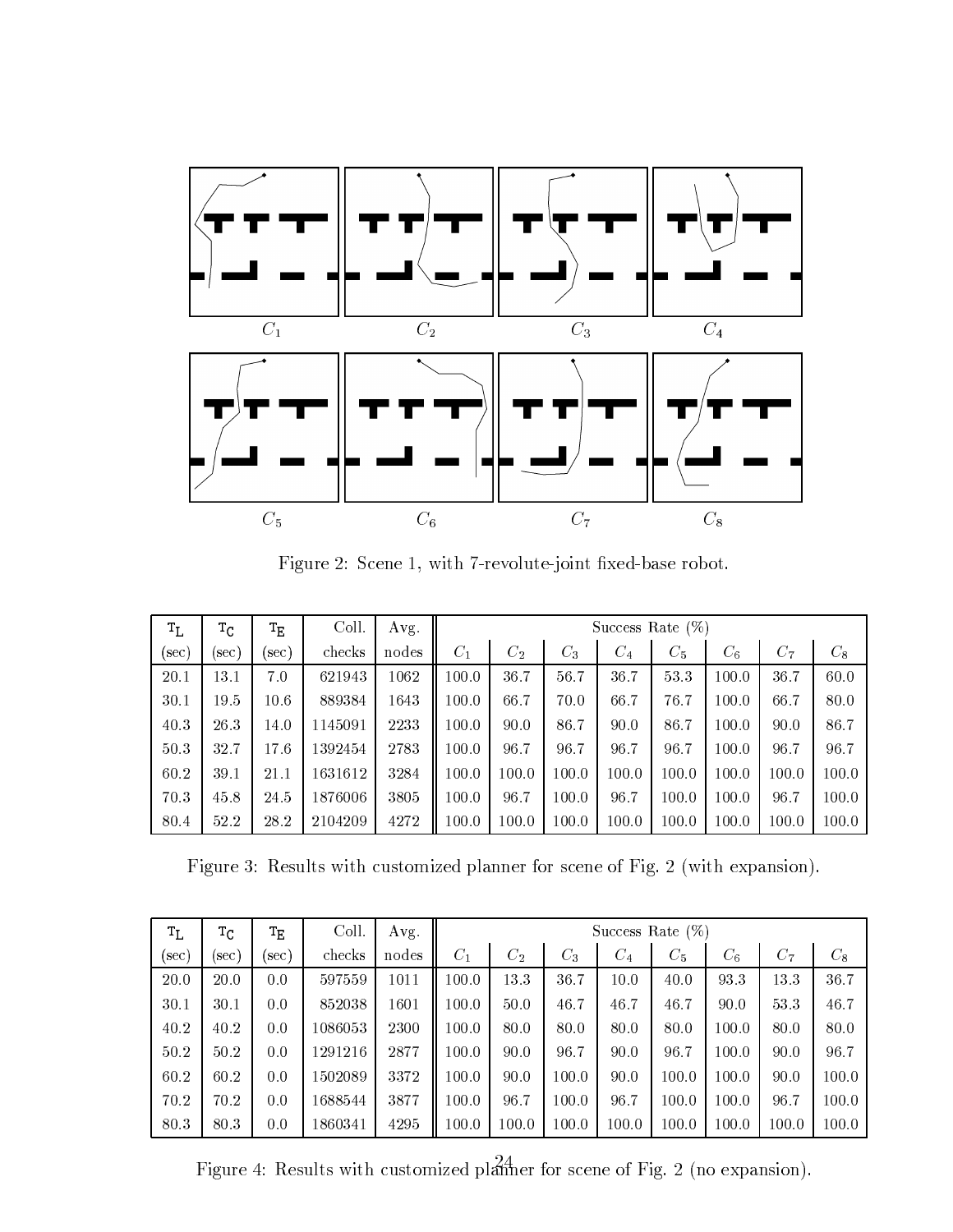$C_1$ $C_2$ $C_3$ $C_4$

$C_5$ $C_6$ $C_7$ $C_8$

Figure 2: Scene 1, with 7-revolute-joint fixed-base robot.

| $T_L$ (sec) | $T_C$ (sec) | $T_E$ (sec) | Coll. checks | Avg. nodes | Success Rate (%) | | | | | | | |
|---|---|---|---|---|---|---|---|---|---|---|---|---|
| | | | | | $C_1$ | $C_2$ | $C_3$ | $C_4$ | $C_5$ | $C_6$ | $C_7$ | $C_8$ |
| 20.1 | 13.1 | 7.0 | 621943 | 1062 | 100.0 | 36.7 | 56.7 | 36.7 | 53.3 | 100.0 | 36.7 | 60.0 |
| 30.1 | 19.5 | 10.6 | 889384 | 1643 | 100.0 | 66.7 | 70.0 | 66.7 | 76.7 | 100.0 | 66.7 | 80.0 |
| 40.3 | 26.3 | 14.0 | 1145091 | 2233 | 100.0 | 90.0 | 86.7 | 90.0 | 86.7 | 100.0 | 90.0 | 86.7 |
| 50.3 | 32.7 | 17.6 | 1392454 | 2783 | 100.0 | 96.7 | 96.7 | 96.7 | 96.7 | 100.0 | 96.7 | 96.7 |
| 60.2 | 39.1 | 21.1 | 1631612 | 3284 | 100.0 | 100.0 | 100.0 | 100.0 | 100.0 | 100.0 | 100.0 | 100.0 |
| 70.3 | 45.8 | 24.5 | 1876006 | 3805 | 100.0 | 96.7 | 100.0 | 96.7 | 100.0 | 100.0 | 96.7 | 100.0 |
| 80.4 | 52.2 | 28.2 | 2104209 | 4272 | 100.0 | 100.0 | 100.0 | 100.0 | 100.0 | 100.0 | 100.0 | 100.0 |

Figure 3: Results with customized planner for scene of Fig. 2 (with expansion).

| $T_L$ (sec) | $T_C$ (sec) | $T_E$ (sec) | Coll. checks | Avg. nodes | Success Rate (%) | | | | | | | |
|---|---|---|---|---|---|---|---|---|---|---|---|---|
| | | | | | $C_1$ | $C_2$ | $C_3$ | $C_4$ | $C_5$ | $C_6$ | $C_7$ | $C_8$ |
| 20.0 | 20.0 | 0.0 | 597559 | 1011 | 100.0 | 13.3 | 36.7 | 10.0 | 40.0 | 93.3 | 13.3 | 36.7 |
| 30.1 | 30.1 | 0.0 | 852038 | 1601 | 100.0 | 50.0 | 46.7 | 46.7 | 46.7 | 90.0 | 53.3 | 46.7 |
| 40.2 | 40.2 | 0.0 | 1086053 | 2300 | 100.0 | 80.0 | 80.0 | 80.0 | 80.0 | 100.0 | 80.0 | 80.0 |
| 50.2 | 50.2 | 0.0 | 1291216 | 2877 | 100.0 | 90.0 | 96.7 | 90.0 | 96.7 | 100.0 | 90.0 | 96.7 |
| 60.2 | 60.2 | 0.0 | 1502089 | 3372 | 100.0 | 90.0 | 100.0 | 90.0 | 100.0 | 100.0 | 90.0 | 100.0 |
| 70.2 | 70.2 | 0.0 | 1688544 | 3877 | 100.0 | 96.7 | 100.0 | 96.7 | 100.0 | 100.0 | 96.7 | 100.0 |
| 80.3 | 80.3 | 0.0 | 1860341 | 4295 | 100.0 | 100.0 | 100.0 | 100.0 | 100.0 | 100.0 | 100.0 | 100.0 |

Figure 4: Results with customized planner for scene of Fig. 2 (no expansion).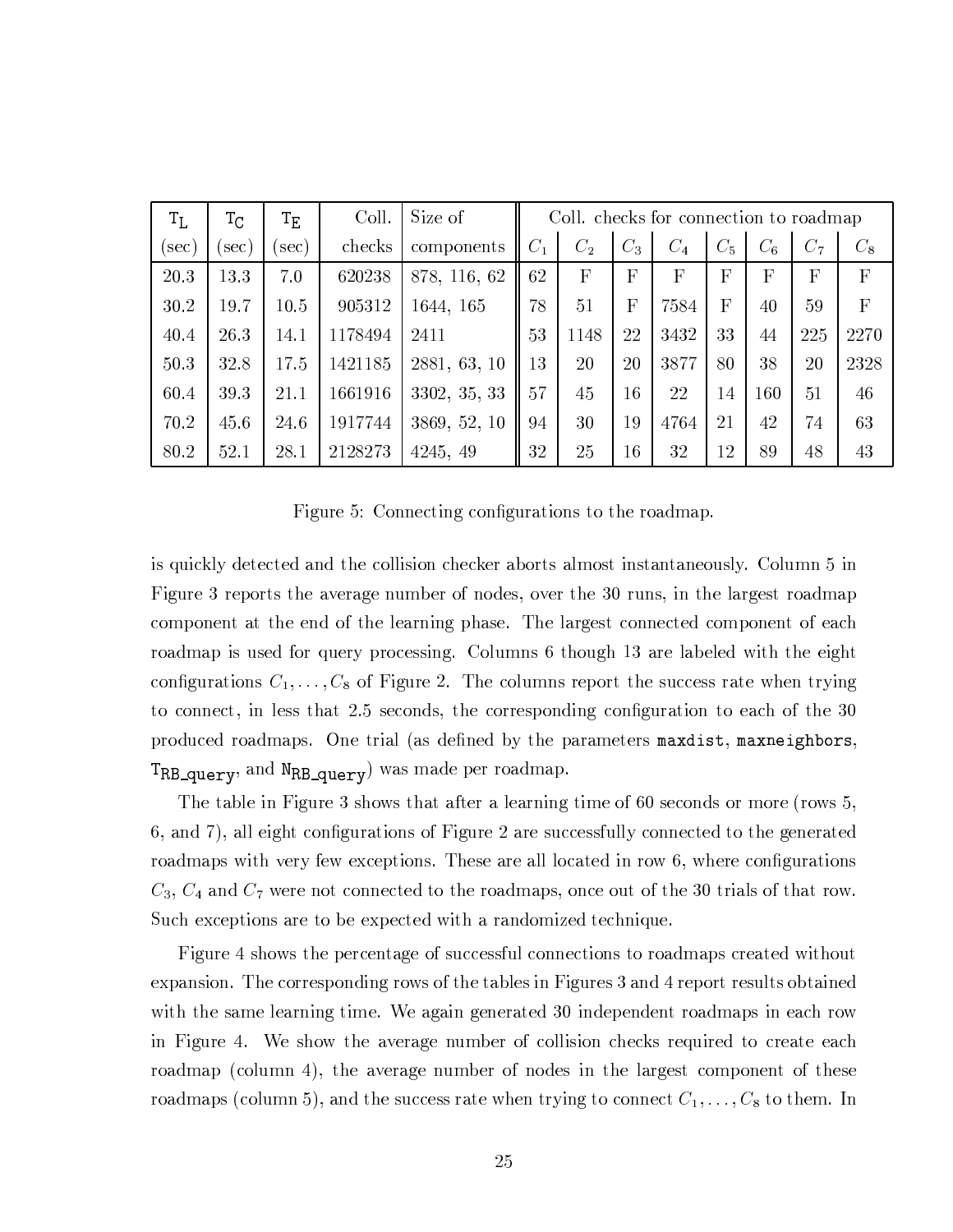| $T_L$ (sec) | $T_C$ (sec) | $T_E$ (sec) | Coll. checks | Size of components | Coll. checks for connection to roadmap $C_1$ | $C_2$ | $C_3$ | $C_4$ | $C_5$ | $C_6$ | $C_7$ | $C_8$ |
|---|---|---|---|---|---|---|---|---|---|---|---|---|
| 20.3 | 13.3 | 7.0 | 620238 | 878, 116, 62 | 62 | F | F | F | F | F | F | F |
| 30.2 | 19.7 | 10.5 | 905312 | 1644, 165 | 78 | 51 | F | 7584 | F | 40 | 59 | F |
| 40.4 | 26.3 | 14.1 | 1178494 | 2411 | 53 | 1148 | 22 | 3432 | 33 | 44 | 225 | 2270 |
| 50.3 | 32.8 | 17.5 | 1421185 | 2881, 63, 10 | 13 | 20 | 20 | 3877 | 80 | 38 | 20 | 2328 |
| 60.4 | 39.3 | 21.1 | 1661916 | 3302, 35, 33 | 57 | 45 | 16 | 22 | 14 | 160 | 51 | 46 |
| 70.2 | 45.6 | 24.6 | 1917744 | 3869, 52, 10 | 94 | 30 | 19 | 4764 | 21 | 42 | 74 | 63 |
| 80.2 | 52.1 | 28.1 | 2128273 | 4245, 49 | 32 | 25 | 16 | 32 | 12 | 89 | 48 | 43 |

Figure 5: Connecting configurations to the roadmap.

is quickly detected and the collision checker aborts almost instantaneously. Column 5 in Figure 3 reports the average number of nodes, over the 30 runs, in the largest roadmap component at the end of the learning phase. The largest connected component of each roadmap is used for query processing. Columns 6 though 13 are labeled with the eight configurations $C_1, \ldots, C_8$ of Figure 2. The columns report the success rate when trying to connect, in less that 2.5 seconds, the corresponding configuration to each of the 30 produced roadmaps. One trial (as defined by the parameters `maxdist`, `maxneighbors`, $T_{RB\_query}$, and $N_{RB\_query}$) was made per roadmap.

The table in Figure 3 shows that after a learning time of 60 seconds or more (rows 5, 6, and 7), all eight configurations of Figure 2 are successfully connected to the generated roadmaps with very few exceptions. These are all located in row 6, where configurations $C_3$, $C_4$ and $C_7$ were not connected to the roadmaps, once out of the 30 trials of that row. Such exceptions are to be expected with a randomized technique.

Figure 4 shows the percentage of successful connections to roadmaps created without expansion. The corresponding rows of the tables in Figures 3 and 4 report results obtained with the same learning time. We again generated 30 independent roadmaps in each row in Figure 4. We show the average number of collision checks required to create each roadmap (column 4), the average number of nodes in the largest component of these roadmaps (column 5), and the success rate when trying to connect $C_1, \ldots, C_8$ to them. In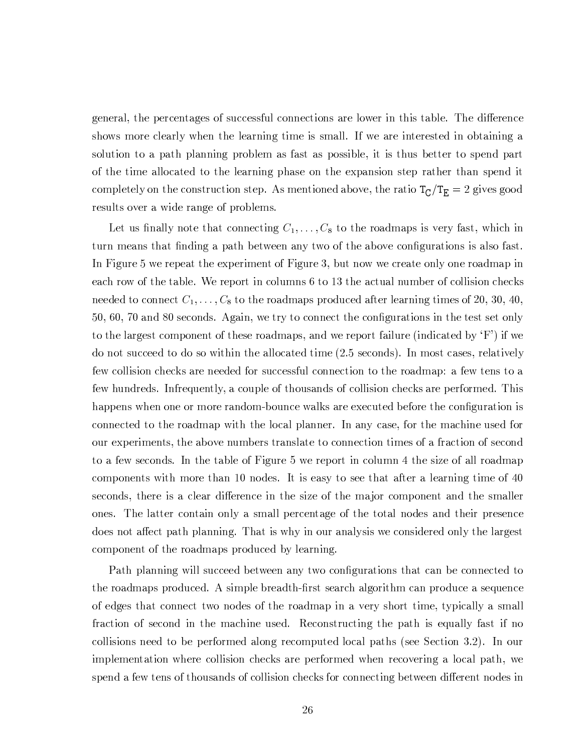general, the percentages of successful connections are lower in this table. The difference shows more clearly when the learning time is small. If we are interested in obtaining a solution to a path planning problem as fast as possible, it is thus better to spend part of the time allocated to the learning phase on the expansion step rather than spend it completely on the construction step. As mentioned above, the ratio $T_C/T_E = 2$ gives good results over a wide range of problems.

Let us finally note that connecting $C_1, \ldots, C_8$ to the roadmaps is very fast, which in turn means that finding a path between any two of the above configurations is also fast. In Figure 5 we repeat the experiment of Figure 3, but now we create only one roadmap in each row of the table. We report in columns 6 to 13 the actual number of collision checks needed to connect $C_1, \ldots, C_8$ to the roadmaps produced after learning times of 20, 30, 40, 50, 60, 70 and 80 seconds. Again, we try to connect the configurations in the test set only to the largest component of these roadmaps, and we report failure (indicated by 'F') if we do not succeed to do so within the allocated time (2.5 seconds). In most cases, relatively few collision checks are needed for successful connection to the roadmap: a few tens to a few hundreds. Infrequently, a couple of thousands of collision checks are performed. This happens when one or more random-bounce walks are executed before the configuration is connected to the roadmap with the local planner. In any case, for the machine used for our experiments, the above numbers translate to connection times of a fraction of second to a few seconds. In the table of Figure 5 we report in column 4 the size of all roadmap components with more than 10 nodes. It is easy to see that after a learning time of 40 seconds, there is a clear difference in the size of the major component and the smaller ones. The latter contain only a small percentage of the total nodes and their presence does not affect path planning. That is why in our analysis we considered only the largest component of the roadmaps produced by learning.

Path planning will succeed between any two configurations that can be connected to the roadmaps produced. A simple breadth-first search algorithm can produce a sequence of edges that connect two nodes of the roadmap in a very short time, typically a small fraction of second in the machine used. Reconstructing the path is equally fast if no collisions need to be performed along recomputed local paths (see Section 3.2). In our implementation where collision checks are performed when recovering a local path, we spend a few tens of thousands of collision checks for connecting between different nodes in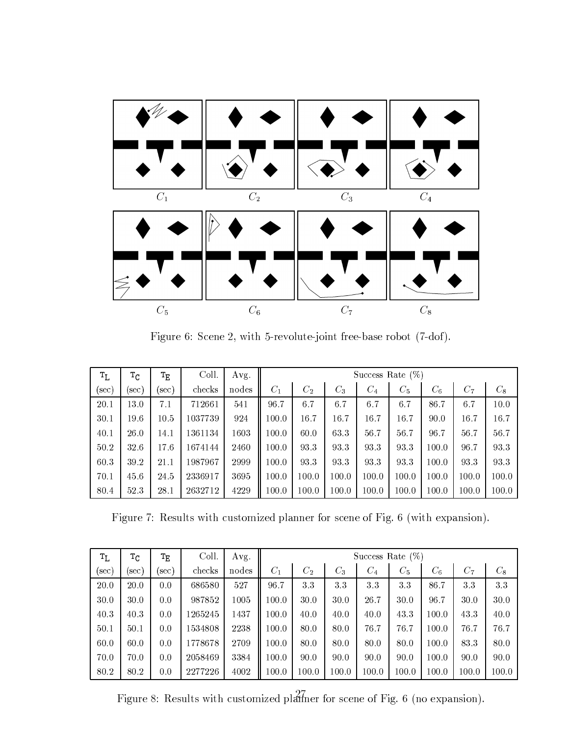$C_1$ $C_2$ $C_3$ $C_4$

$C_5$ $C_6$ $C_7$ $C_8$

Figure 6: Scene 2, with 5-revolute-joint free-base robot (7-dof).

| $T_L$ (sec) | $T_C$ (sec) | $T_E$ (sec) | Coll. checks | Avg. nodes | Success Rate (%) $C_1$ | $C_2$ | $C_3$ | $C_4$ | $C_5$ | $C_6$ | $C_7$ | $C_8$ |
|---|---|---|---|---|---|---|---|---|---|---|---|---|
| 20.1 | 13.0 | 7.1 | 712661 | 541 | 96.7 | 6.7 | 6.7 | 6.7 | 6.7 | 86.7 | 6.7 | 10.0 |
| 30.1 | 19.6 | 10.5 | 1037739 | 924 | 100.0 | 16.7 | 16.7 | 16.7 | 16.7 | 90.0 | 16.7 | 16.7 |
| 40.1 | 26.0 | 14.1 | 1361134 | 1603 | 100.0 | 60.0 | 63.3 | 56.7 | 56.7 | 96.7 | 56.7 | 56.7 |
| 50.2 | 32.6 | 17.6 | 1674144 | 2460 | 100.0 | 93.3 | 93.3 | 93.3 | 93.3 | 100.0 | 96.7 | 93.3 |
| 60.3 | 39.2 | 21.1 | 1987967 | 2999 | 100.0 | 93.3 | 93.3 | 93.3 | 93.3 | 100.0 | 93.3 | 93.3 |
| 70.1 | 45.6 | 24.5 | 2336917 | 3695 | 100.0 | 100.0 | 100.0 | 100.0 | 100.0 | 100.0 | 100.0 | 100.0 |
| 80.4 | 52.3 | 28.1 | 2632712 | 4229 | 100.0 | 100.0 | 100.0 | 100.0 | 100.0 | 100.0 | 100.0 | 100.0 |

Figure 7: Results with customized planner for scene of Fig. 6 (with expansion).

| $T_L$ (sec) | $T_C$ (sec) | $T_E$ (sec) | Coll. checks | Avg. nodes | Success Rate (%) $C_1$ | $C_2$ | $C_3$ | $C_4$ | $C_5$ | $C_6$ | $C_7$ | $C_8$ |
|---|---|---|---|---|---|---|---|---|---|---|---|---|
| 20.0 | 20.0 | 0.0 | 686580 | 527 | 96.7 | 3.3 | 3.3 | 3.3 | 3.3 | 86.7 | 3.3 | 3.3 |
| 30.0 | 30.0 | 0.0 | 987852 | 1005 | 100.0 | 30.0 | 30.0 | 26.7 | 30.0 | 96.7 | 30.0 | 30.0 |
| 40.3 | 40.3 | 0.0 | 1265245 | 1437 | 100.0 | 40.0 | 40.0 | 40.0 | 43.3 | 100.0 | 43.3 | 40.0 |
| 50.1 | 50.1 | 0.0 | 1534808 | 2238 | 100.0 | 80.0 | 80.0 | 76.7 | 76.7 | 100.0 | 76.7 | 76.7 |
| 60.0 | 60.0 | 0.0 | 1778678 | 2709 | 100.0 | 80.0 | 80.0 | 80.0 | 80.0 | 100.0 | 83.3 | 80.0 |
| 70.0 | 70.0 | 0.0 | 2058469 | 3384 | 100.0 | 90.0 | 90.0 | 90.0 | 90.0 | 100.0 | 90.0 | 90.0 |
| 80.2 | 80.2 | 0.0 | 2277226 | 4002 | 100.0 | 100.0 | 100.0 | 100.0 | 100.0 | 100.0 | 100.0 | 100.0 |

Figure 8: Results with customized planner for scene of Fig. 6 (no expansion).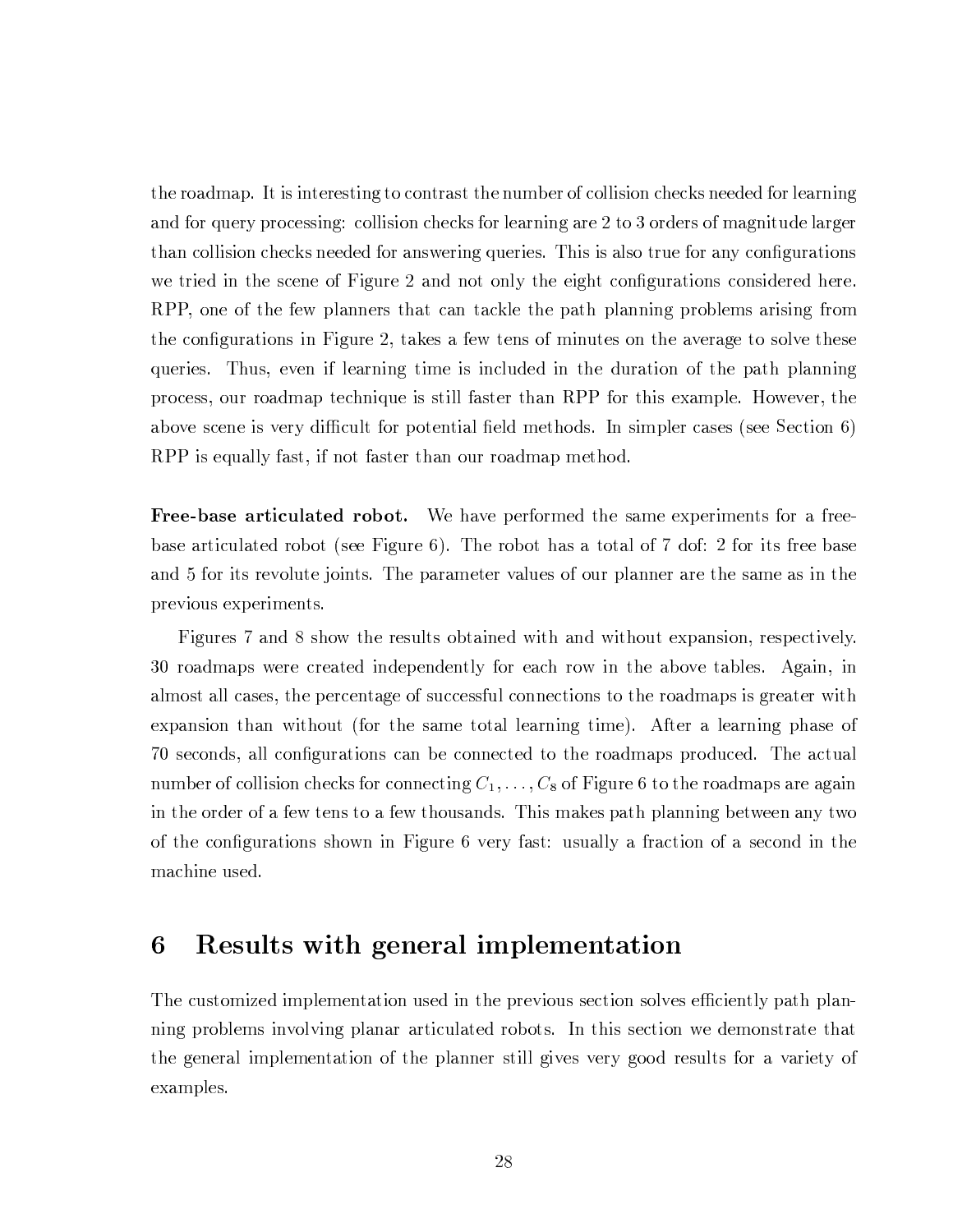the roadmap. It is interesting to contrast the number of collision checks needed for learning and for query processing: collision checks for learning are 2 to 3 orders of magnitude larger than collision checks needed for answering queries. This is also true for any configurations we tried in the scene of Figure 2 and not only the eight configurations considered here. RPP, one of the few planners that can tackle the path planning problems arising from the configurations in Figure 2, takes a few tens of minutes on the average to solve these queries. Thus, even if learning time is included in the duration of the path planning process, our roadmap technique is still faster than RPP for this example. However, the above scene is very difficult for potential field methods. In simpler cases (see Section 6) RPP is equally fast, if not faster than our roadmap method.

**Free-base articulated robot.** We have performed the same experiments for a free-base articulated robot (see Figure 6). The robot has a total of 7 dof: 2 for its free base and 5 for its revolute joints. The parameter values of our planner are the same as in the previous experiments.

Figures 7 and 8 show the results obtained with and without expansion, respectively. 30 roadmaps were created independently for each row in the above tables. Again, in almost all cases, the percentage of successful connections to the roadmaps is greater with expansion than without (for the same total learning time). After a learning phase of 70 seconds, all configurations can be connected to the roadmaps produced. The actual number of collision checks for connecting $C_1, \ldots, C_8$ of Figure 6 to the roadmaps are again in the order of a few tens to a few thousands. This makes path planning between any two of the configurations shown in Figure 6 very fast: usually a fraction of a second in the machine used.

# 6 Results with general implementation

The customized implementation used in the previous section solves efficiently path planning problems involving planar articulated robots. In this section we demonstrate that the general implementation of the planner still gives very good results for a variety of examples.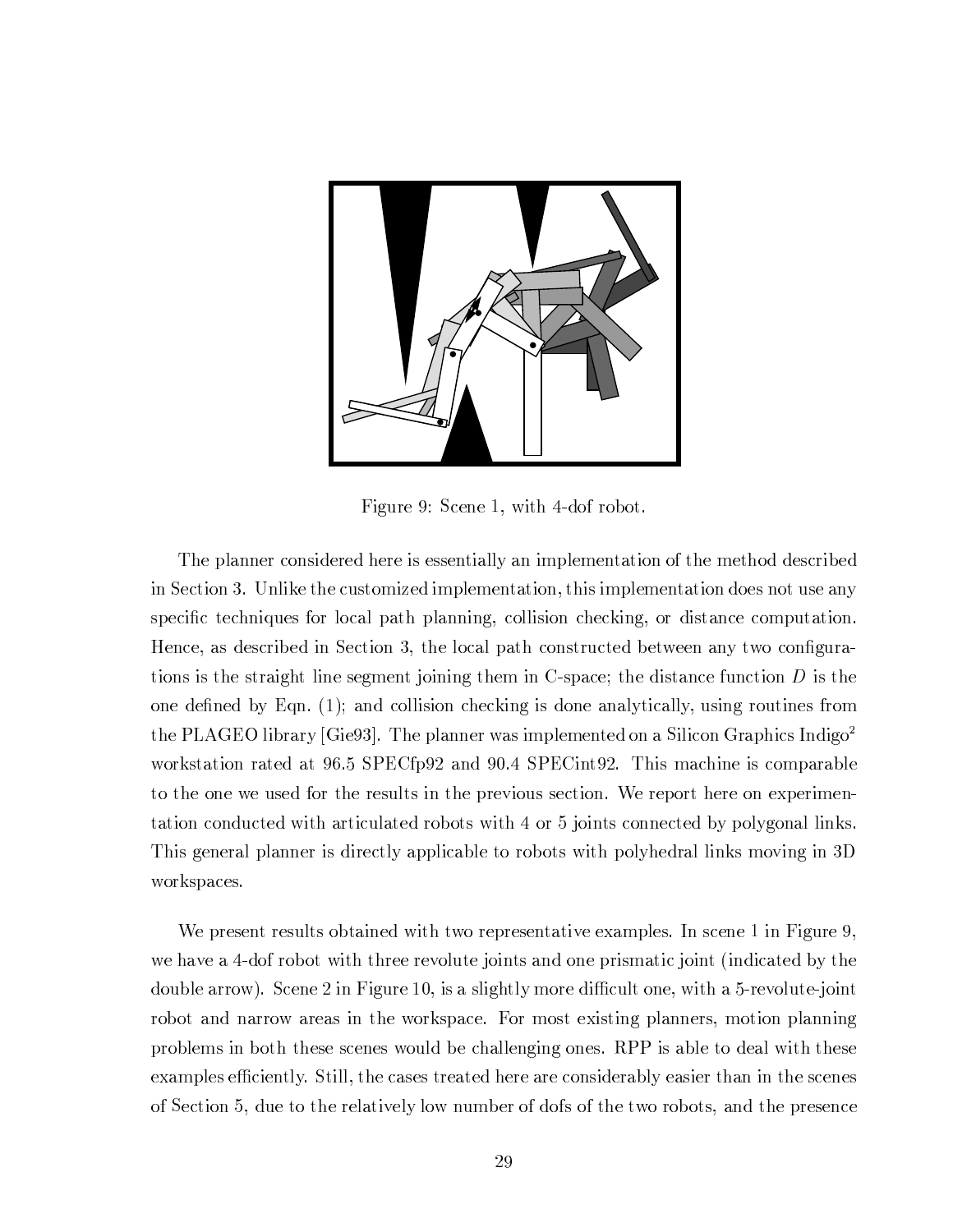Figure 9: Scene 1, with 4-dof robot.

The planner considered here is essentially an implementation of the method described in Section 3. Unlike the customized implementation, this implementation does not use any specific techniques for local path planning, collision checking, or distance computation. Hence, as described in Section 3, the local path constructed between any two configurations is the straight line segment joining them in C-space; the distance function $D$ is the one defined by Eqn. (1); and collision checking is done analytically, using routines from the PLAGEO library [Gie93]. The planner was implemented on a Silicon Graphics Indigo$^2$ workstation rated at 96.5 SPECfp92 and 90.4 SPECint92. This machine is comparable to the one we used for the results in the previous section. We report here on experimentation conducted with articulated robots with 4 or 5 joints connected by polygonal links. This general planner is directly applicable to robots with polyhedral links moving in 3D workspaces.

We present results obtained with two representative examples. In scene 1 in Figure 9, we have a 4-dof robot with three revolute joints and one prismatic joint (indicated by the double arrow). Scene 2 in Figure 10, is a slightly more difficult one, with a 5-revolute-joint robot and narrow areas in the workspace. For most existing planners, motion planning problems in both these scenes would be challenging ones. RPP is able to deal with these examples efficiently. Still, the cases treated here are considerably easier than in the scenes of Section 5, due to the relatively low number of dofs of the two robots, and the presence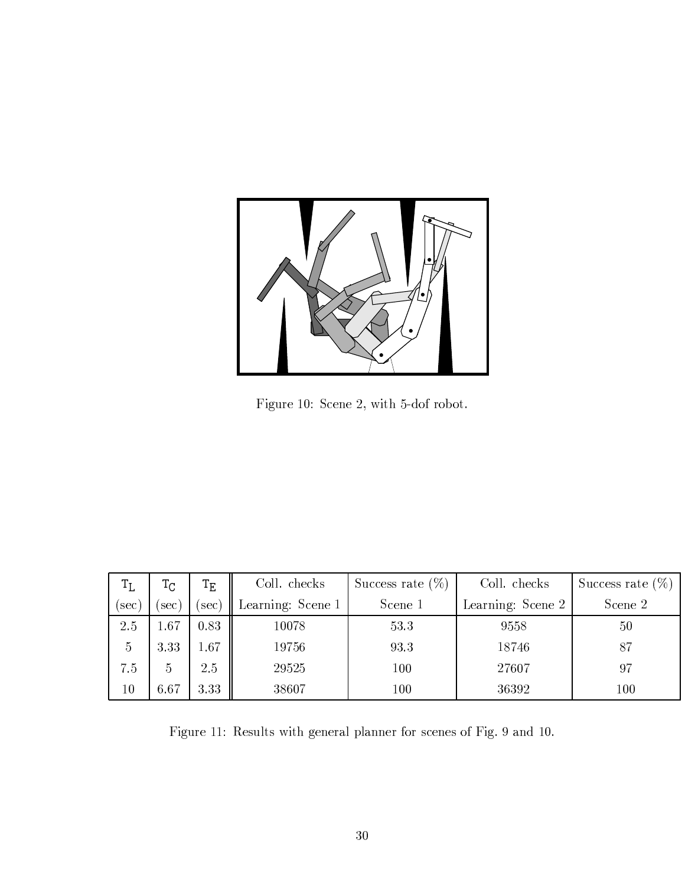Figure 10: Scene 2, with 5-dof robot.

| $T_L$ (sec) | $T_C$ (sec) | $T_E$ (sec) | Coll. checks Learning: Scene 1 | Success rate (%) Scene 1 | Coll. checks Learning: Scene 2 | Success rate (%) Scene 2 |
|---|---|---|---|---|---|---|
| 2.5 | 1.67 | 0.83 | 10078 | 53.3 | 9558 | 50 |
| 5 | 3.33 | 1.67 | 19756 | 93.3 | 18746 | 87 |
| 7.5 | 5 | 2.5 | 29525 | 100 | 27607 | 97 |
| 10 | 6.67 | 3.33 | 38607 | 100 | 36392 | 100 |

Figure 11: Results with general planner for scenes of Fig. 9 and 10.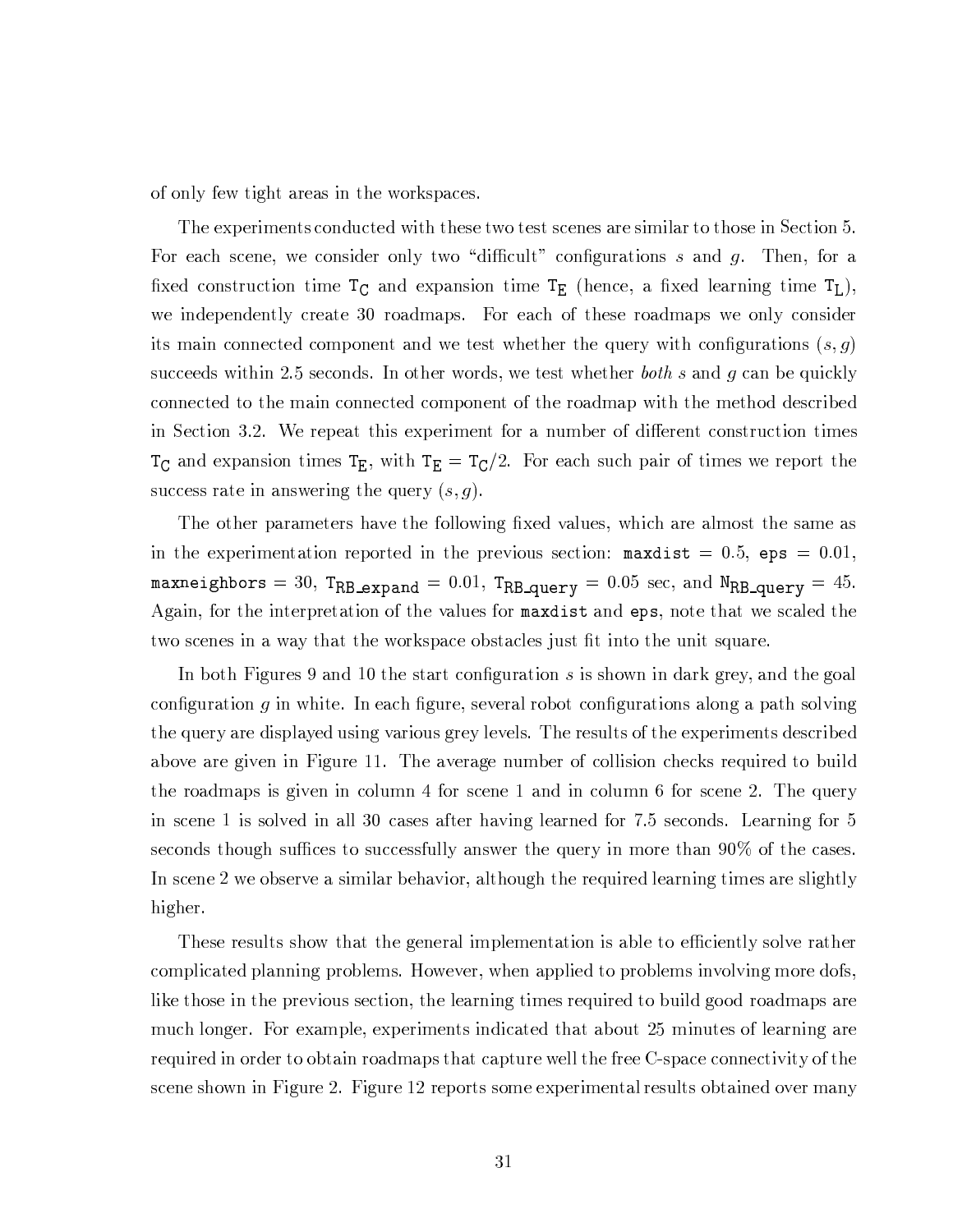of only few tight areas in the workspaces.

The experiments conducted with these two test scenes are similar to those in Section 5. For each scene, we consider only two "difficult" configurations $s$ and $g$. Then, for a fixed construction time $\mathtt{T_C}$ and expansion time $\mathtt{T_E}$ (hence, a fixed learning time $\mathtt{T_L}$), we independently create 30 roadmaps. For each of these roadmaps we only consider its main connected component and we test whether the query with configurations $(s, g)$ succeeds within 2.5 seconds. In other words, we test whether *both* $s$ and $g$ can be quickly connected to the main connected component of the roadmap with the method described in Section 3.2. We repeat this experiment for a number of different construction times $\mathtt{T_C}$ and expansion times $\mathtt{T_E}$, with $\mathtt{T_E} = \mathtt{T_C}/2$. For each such pair of times we report the success rate in answering the query $(s, g)$.

The other parameters have the following fixed values, which are almost the same as in the experimentation reported in the previous section: `maxdist` $= 0.5$, `eps` $= 0.01$, `maxneighbors` $= 30$, $\mathtt{T_{RB\_expand}} = 0.01$, $\mathtt{T_{RB\_query}} = 0.05$ sec, and $\mathtt{N_{RB\_query}} = 45$. Again, for the interpretation of the values for `maxdist` and `eps`, note that we scaled the two scenes in a way that the workspace obstacles just fit into the unit square.

In both Figures 9 and 10 the start configuration $s$ is shown in dark grey, and the goal configuration $g$ in white. In each figure, several robot configurations along a path solving the query are displayed using various grey levels. The results of the experiments described above are given in Figure 11. The average number of collision checks required to build the roadmaps is given in column 4 for scene 1 and in column 6 for scene 2. The query in scene 1 is solved in all 30 cases after having learned for 7.5 seconds. Learning for 5 seconds though suffices to successfully answer the query in more than 90% of the cases. In scene 2 we observe a similar behavior, although the required learning times are slightly higher.

These results show that the general implementation is able to efficiently solve rather complicated planning problems. However, when applied to problems involving more dofs, like those in the previous section, the learning times required to build good roadmaps are much longer. For example, experiments indicated that about 25 minutes of learning are required in order to obtain roadmaps that capture well the free C-space connectivity of the scene shown in Figure 2. Figure 12 reports some experimental results obtained over many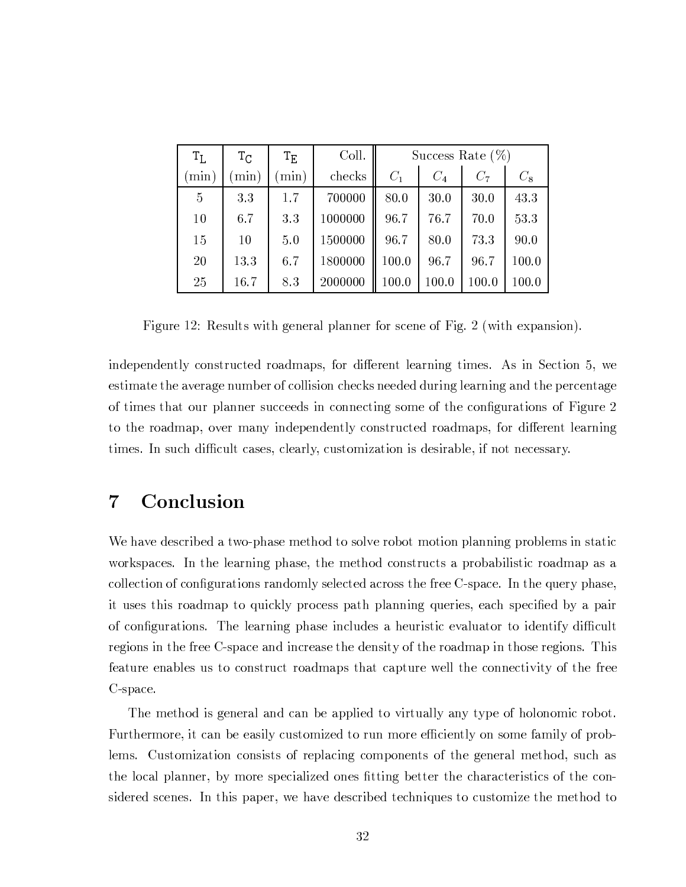| $T_L$ | $T_C$ | $T_E$ | Coll. | Success Rate (%) | | | |
|---|---|---|---|---|---|---|---|
| (min) | (min) | (min) | checks | $C_1$ | $C_4$ | $C_7$ | $C_8$ |
| 5 | 3.3 | 1.7 | 700000 | 80.0 | 30.0 | 30.0 | 43.3 |
| 10 | 6.7 | 3.3 | 1000000 | 96.7 | 76.7 | 70.0 | 53.3 |
| 15 | 10 | 5.0 | 1500000 | 96.7 | 80.0 | 73.3 | 90.0 |
| 20 | 13.3 | 6.7 | 1800000 | 100.0 | 96.7 | 96.7 | 100.0 |
| 25 | 16.7 | 8.3 | 2000000 | 100.0 | 100.0 | 100.0 | 100.0 |

Figure 12: Results with general planner for scene of Fig. 2 (with expansion).

independently constructed roadmaps, for different learning times. As in Section 5, we estimate the average number of collision checks needed during learning and the percentage of times that our planner succeeds in connecting some of the configurations of Figure 2 to the roadmap, over many independently constructed roadmaps, for different learning times. In such difficult cases, clearly, customization is desirable, if not necessary.

# 7 Conclusion

We have described a two-phase method to solve robot motion planning problems in static workspaces. In the learning phase, the method constructs a probabilistic roadmap as a collection of configurations randomly selected across the free C-space. In the query phase, it uses this roadmap to quickly process path planning queries, each specified by a pair of configurations. The learning phase includes a heuristic evaluator to identify difficult regions in the free C-space and increase the density of the roadmap in those regions. This feature enables us to construct roadmaps that capture well the connectivity of the free C-space.

The method is general and can be applied to virtually any type of holonomic robot. Furthermore, it can be easily customized to run more efficiently on some family of problems. Customization consists of replacing components of the general method, such as the local planner, by more specialized ones fitting better the characteristics of the considered scenes. In this paper, we have described techniques to customize the method to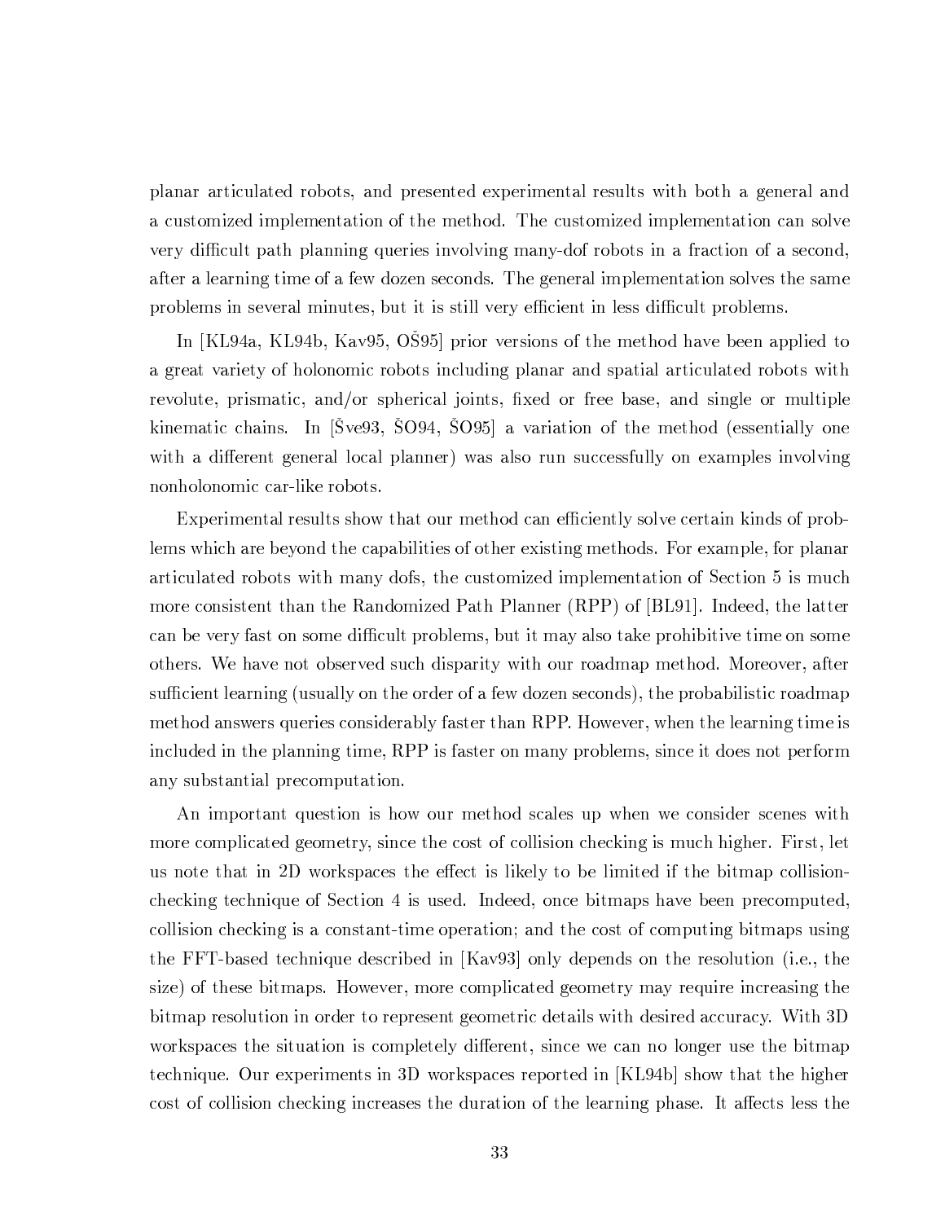planar articulated robots, and presented experimental results with both a general and a customized implementation of the method. The customized implementation can solve very difficult path planning queries involving many-dof robots in a fraction of a second, after a learning time of a few dozen seconds. The general implementation solves the same problems in several minutes, but it is still very efficient in less difficult problems.

In [KL94a, KL94b, Kav95, OŠ95] prior versions of the method have been applied to a great variety of holonomic robots including planar and spatial articulated robots with revolute, prismatic, and/or spherical joints, fixed or free base, and single or multiple kinematic chains. In [Šve93, ŠO94, ŠO95] a variation of the method (essentially one with a different general local planner) was also run successfully on examples involving nonholonomic car-like robots.

Experimental results show that our method can efficiently solve certain kinds of problems which are beyond the capabilities of other existing methods. For example, for planar articulated robots with many dofs, the customized implementation of Section 5 is much more consistent than the Randomized Path Planner (RPP) of [BL91]. Indeed, the latter can be very fast on some difficult problems, but it may also take prohibitive time on some others. We have not observed such disparity with our roadmap method. Moreover, after sufficient learning (usually on the order of a few dozen seconds), the probabilistic roadmap method answers queries considerably faster than RPP. However, when the learning time is included in the planning time, RPP is faster on many problems, since it does not perform any substantial precomputation.

An important question is how our method scales up when we consider scenes with more complicated geometry, since the cost of collision checking is much higher. First, let us note that in 2D workspaces the effect is likely to be limited if the bitmap collision-checking technique of Section 4 is used. Indeed, once bitmaps have been precomputed, collision checking is a constant-time operation; and the cost of computing bitmaps using the FFT-based technique described in [Kav93] only depends on the resolution (i.e., the size) of these bitmaps. However, more complicated geometry may require increasing the bitmap resolution in order to represent geometric details with desired accuracy. With 3D workspaces the situation is completely different, since we can no longer use the bitmap technique. Our experiments in 3D workspaces reported in [KL94b] show that the higher cost of collision checking increases the duration of the learning phase. It affects less the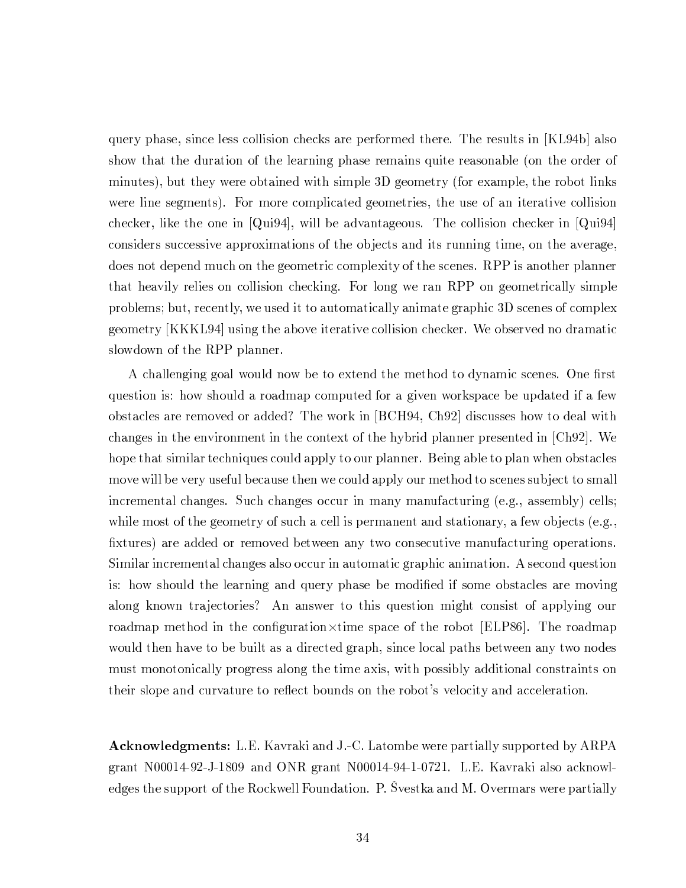query phase, since less collision checks are performed there. The results in [KL94b] also show that the duration of the learning phase remains quite reasonable (on the order of minutes), but they were obtained with simple 3D geometry (for example, the robot links were line segments). For more complicated geometries, the use of an iterative collision checker, like the one in [Qui94], will be advantageous. The collision checker in [Qui94] considers successive approximations of the objects and its running time, on the average, does not depend much on the geometric complexity of the scenes. RPP is another planner that heavily relies on collision checking. For long we ran RPP on geometrically simple problems; but, recently, we used it to automatically animate graphic 3D scenes of complex geometry [KKKL94] using the above iterative collision checker. We observed no dramatic slowdown of the RPP planner.

A challenging goal would now be to extend the method to dynamic scenes. One first question is: how should a roadmap computed for a given workspace be updated if a few obstacles are removed or added? The work in [BCH94, Ch92] discusses how to deal with changes in the environment in the context of the hybrid planner presented in [Ch92]. We hope that similar techniques could apply to our planner. Being able to plan when obstacles move will be very useful because then we could apply our method to scenes subject to small incremental changes. Such changes occur in many manufacturing (e.g., assembly) cells; while most of the geometry of such a cell is permanent and stationary, a few objects (e.g., fixtures) are added or removed between any two consecutive manufacturing operations. Similar incremental changes also occur in automatic graphic animation. A second question is: how should the learning and query phase be modified if some obstacles are moving along known trajectories? An answer to this question might consist of applying our roadmap method in the configuration$\times$time space of the robot [ELP86]. The roadmap would then have to be built as a directed graph, since local paths between any two nodes must monotonically progress along the time axis, with possibly additional constraints on their slope and curvature to reflect bounds on the robot's velocity and acceleration.

**Acknowledgments:** L.E. Kavraki and J.-C. Latombe were partially supported by ARPA grant N00014-92-J-1809 and ONR grant N00014-94-1-0721. L.E. Kavraki also acknowledges the support of the Rockwell Foundation. P. Švestka and M. Overmars were partially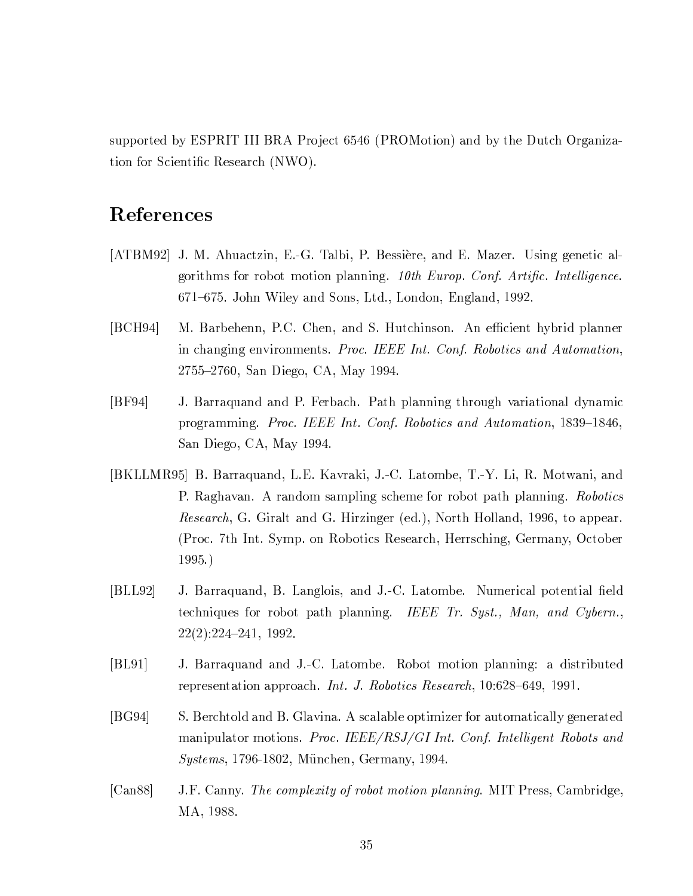supported by ESPRIT III BRA Project 6546 (PROMotion) and by the Dutch Organization for Scientific Research (NWO).

# References

[ATBM92] J. M. Ahuactzin, E.-G. Talbi, P. Bessière, and E. Mazer. Using genetic algorithms for robot motion planning. *10th Europ. Conf. Artific. Intelligence.* 671–675. John Wiley and Sons, Ltd., London, England, 1992.

[BCH94] M. Barbehenn, P.C. Chen, and S. Hutchinson. An efficient hybrid planner in changing environments. *Proc. IEEE Int. Conf. Robotics and Automation*, 2755–2760, San Diego, CA, May 1994.

[BF94] J. Barraquand and P. Ferbach. Path planning through variational dynamic programming. *Proc. IEEE Int. Conf. Robotics and Automation*, 1839–1846, San Diego, CA, May 1994.

[BKLLMR95] B. Barraquand, L.E. Kavraki, J.-C. Latombe, T.-Y. Li, R. Motwani, and P. Raghavan. A random sampling scheme for robot path planning. *Robotics Research*, G. Giralt and G. Hirzinger (ed.), North Holland, 1996, to appear. (Proc. 7th Int. Symp. on Robotics Research, Herrsching, Germany, October 1995.)

[BLL92] J. Barraquand, B. Langlois, and J.-C. Latombe. Numerical potential field techniques for robot path planning. *IEEE Tr. Syst., Man, and Cybern.*, 22(2):224–241, 1992.

[BL91] J. Barraquand and J.-C. Latombe. Robot motion planning: a distributed representation approach. *Int. J. Robotics Research*, 10:628–649, 1991.

[BG94] S. Berchtold and B. Glavina. A scalable optimizer for automatically generated manipulator motions. *Proc. IEEE/RSJ/GI Int. Conf. Intelligent Robots and Systems*, 1796-1802, München, Germany, 1994.

[Can88] J.F. Canny. *The complexity of robot motion planning.* MIT Press, Cambridge, MA, 1988.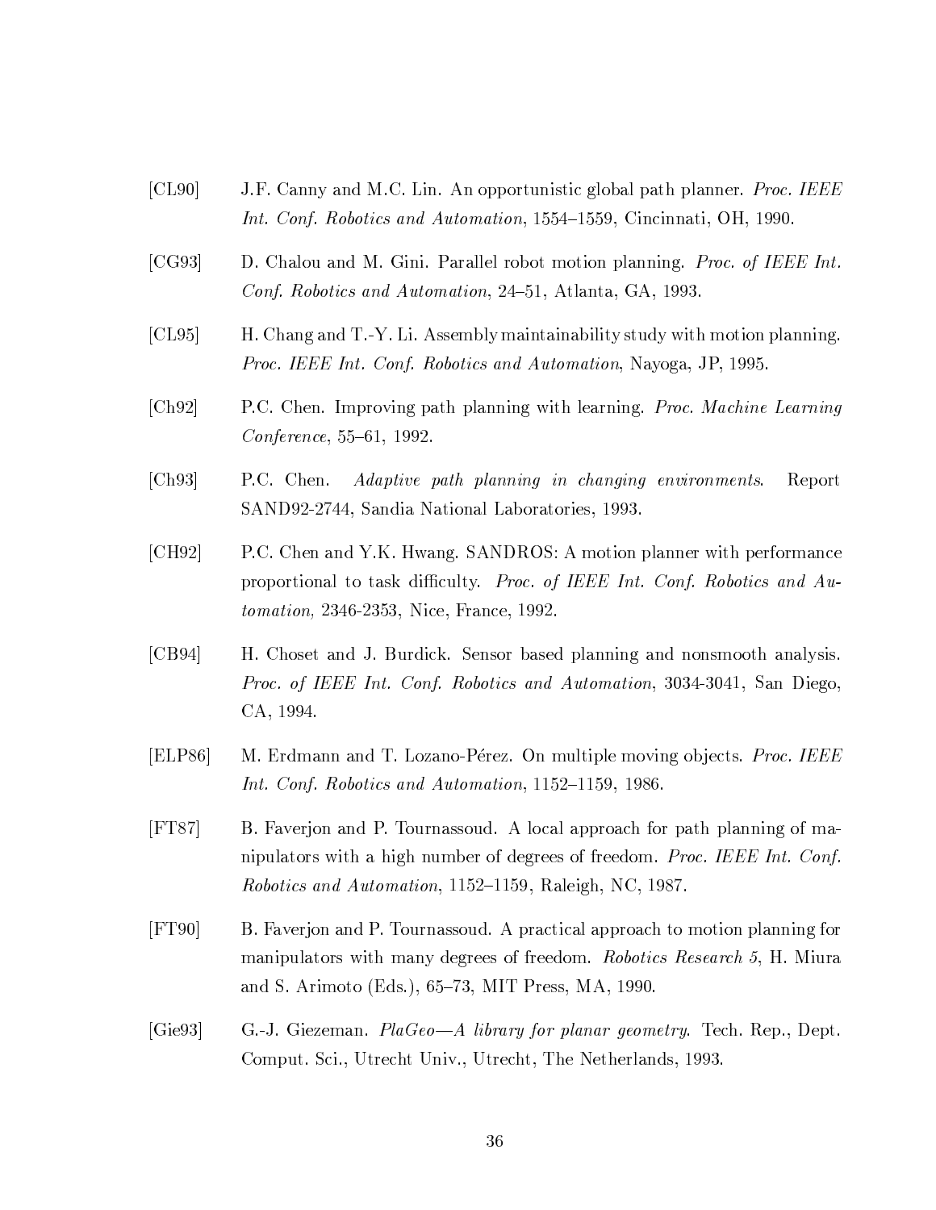[CL90] J.F. Canny and M.C. Lin. An opportunistic global path planner. *Proc. IEEE Int. Conf. Robotics and Automation*, 1554–1559, Cincinnati, OH, 1990.

[CG93] D. Chalou and M. Gini. Parallel robot motion planning. *Proc. of IEEE Int. Conf. Robotics and Automation*, 24–51, Atlanta, GA, 1993.

[CL95] H. Chang and T.-Y. Li. Assembly maintainability study with motion planning. *Proc. IEEE Int. Conf. Robotics and Automation*, Nayoga, JP, 1995.

[Ch92] P.C. Chen. Improving path planning with learning. *Proc. Machine Learning Conference*, 55–61, 1992.

[Ch93] P.C. Chen. *Adaptive path planning in changing environments*. Report SAND92-2744, Sandia National Laboratories, 1993.

[CH92] P.C. Chen and Y.K. Hwang. SANDROS: A motion planner with performance proportional to task difficulty. *Proc. of IEEE Int. Conf. Robotics and Automation,* 2346-2353, Nice, France, 1992.

[CB94] H. Choset and J. Burdick. Sensor based planning and nonsmooth analysis. *Proc. of IEEE Int. Conf. Robotics and Automation*, 3034-3041, San Diego, CA, 1994.

[ELP86] M. Erdmann and T. Lozano-Pérez. On multiple moving objects. *Proc. IEEE Int. Conf. Robotics and Automation*, 1152–1159, 1986.

[FT87] B. Faverjon and P. Tournassoud. A local approach for path planning of manipulators with a high number of degrees of freedom. *Proc. IEEE Int. Conf. Robotics and Automation*, 1152–1159, Raleigh, NC, 1987.

[FT90] B. Faverjon and P. Tournassoud. A practical approach to motion planning for manipulators with many degrees of freedom. *Robotics Research 5*, H. Miura and S. Arimoto (Eds.), 65–73, MIT Press, MA, 1990.

[Gie93] G.-J. Giezeman. *PlaGeo—A library for planar geometry*. Tech. Rep., Dept. Comput. Sci., Utrecht Univ., Utrecht, The Netherlands, 1993.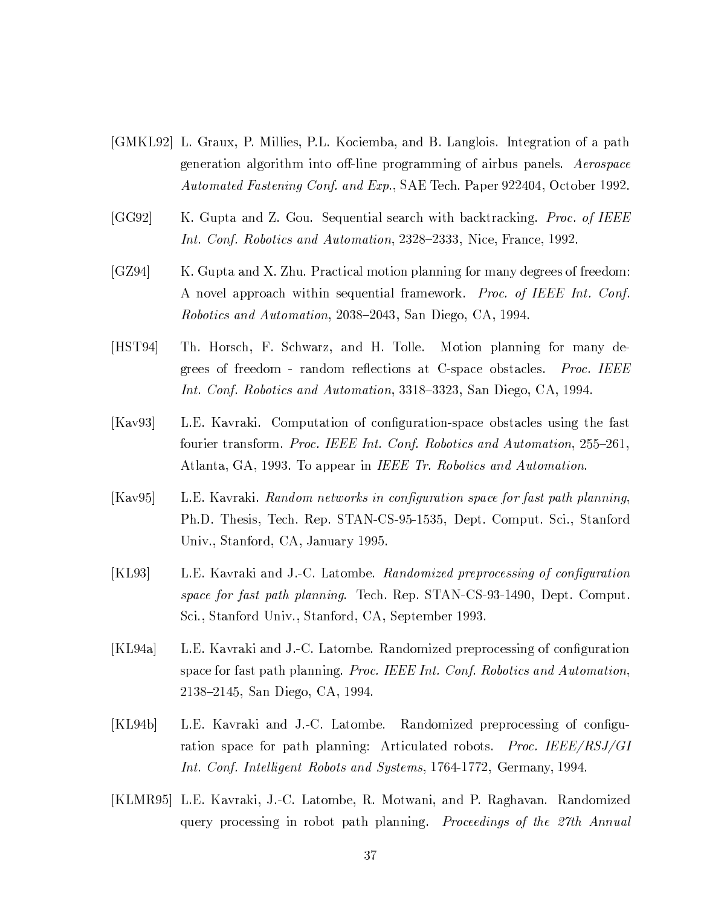[GMKL92] L. Graux, P. Millies, P.L. Kociemba, and B. Langlois. Integration of a path generation algorithm into off-line programming of airbus panels. *Aerospace Automated Fastening Conf. and Exp.*, SAE Tech. Paper 922404, October 1992.

[GG92] K. Gupta and Z. Gou. Sequential search with backtracking. *Proc. of IEEE Int. Conf. Robotics and Automation*, 2328–2333, Nice, France, 1992.

[GZ94] K. Gupta and X. Zhu. Practical motion planning for many degrees of freedom: A novel approach within sequential framework. *Proc. of IEEE Int. Conf. Robotics and Automation*, 2038–2043, San Diego, CA, 1994.

[HST94] Th. Horsch, F. Schwarz, and H. Tolle. Motion planning for many degrees of freedom - random reflections at C-space obstacles. *Proc. IEEE Int. Conf. Robotics and Automation*, 3318–3323, San Diego, CA, 1994.

[Kav93] L.E. Kavraki. Computation of configuration-space obstacles using the fast fourier transform. *Proc. IEEE Int. Conf. Robotics and Automation*, 255–261, Atlanta, GA, 1993. To appear in *IEEE Tr. Robotics and Automation*.

[Kav95] L.E. Kavraki. *Random networks in configuration space for fast path planning*, Ph.D. Thesis, Tech. Rep. STAN-CS-95-1535, Dept. Comput. Sci., Stanford Univ., Stanford, CA, January 1995.

[KL93] L.E. Kavraki and J.-C. Latombe. *Randomized preprocessing of configuration space for fast path planning*. Tech. Rep. STAN-CS-93-1490, Dept. Comput. Sci., Stanford Univ., Stanford, CA, September 1993.

[KL94a] L.E. Kavraki and J.-C. Latombe. Randomized preprocessing of configuration space for fast path planning. *Proc. IEEE Int. Conf. Robotics and Automation*, 2138–2145, San Diego, CA, 1994.

[KL94b] L.E. Kavraki and J.-C. Latombe. Randomized preprocessing of configuration space for path planning: Articulated robots. *Proc. IEEE/RSJ/GI Int. Conf. Intelligent Robots and Systems*, 1764-1772, Germany, 1994.

[KLMR95] L.E. Kavraki, J.-C. Latombe, R. Motwani, and P. Raghavan. Randomized query processing in robot path planning. *Proceedings of the 27th Annual*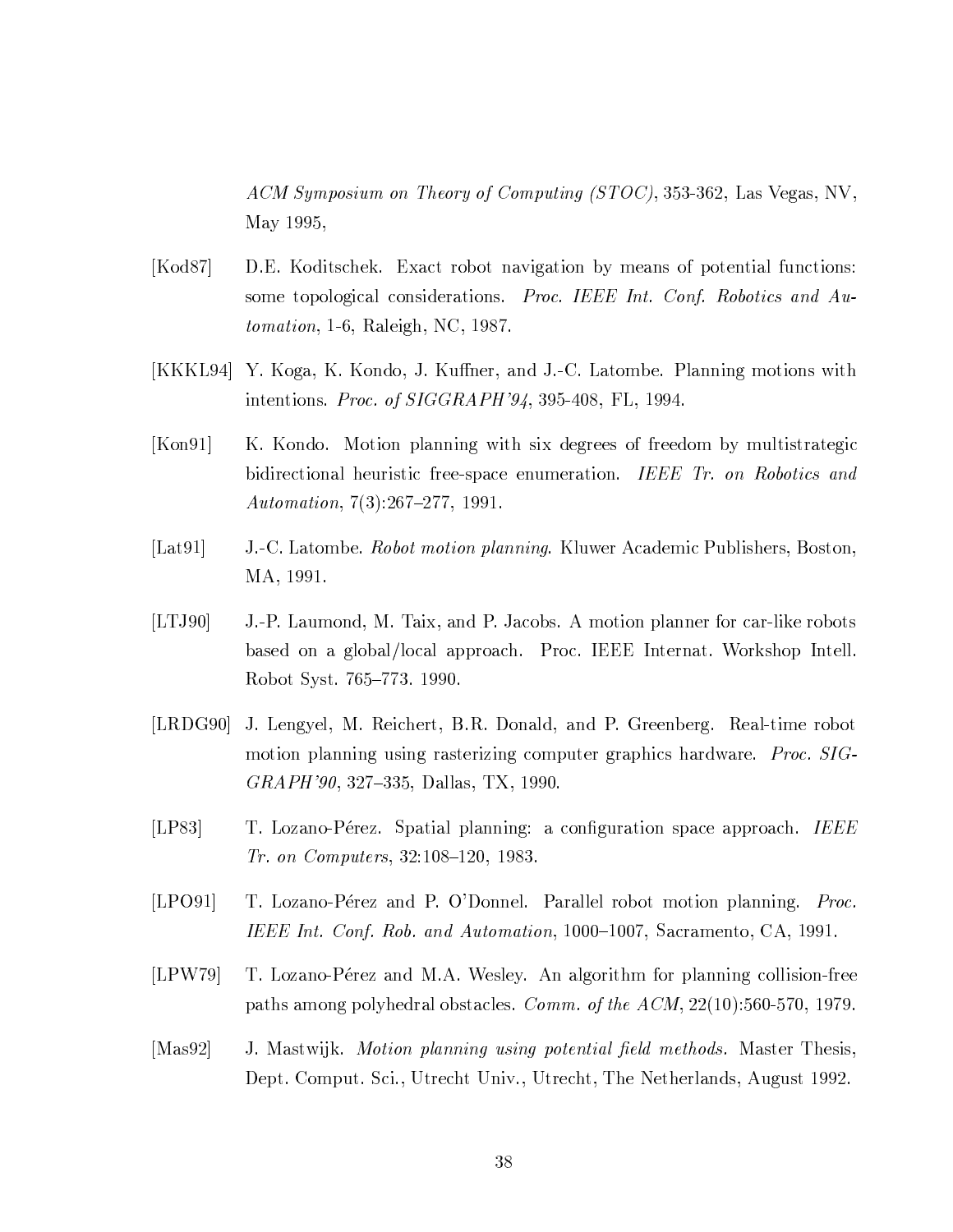*ACM Symposium on Theory of Computing (STOC)*, 353-362, Las Vegas, NV, May 1995,

[Kod87] D.E. Koditschek. Exact robot navigation by means of potential functions: some topological considerations. *Proc. IEEE Int. Conf. Robotics and Automation*, 1-6, Raleigh, NC, 1987.

[KKKL94] Y. Koga, K. Kondo, J. Kuffner, and J.-C. Latombe. Planning motions with intentions. *Proc. of SIGGRAPH'94*, 395-408, FL, 1994.

[Kon91] K. Kondo. Motion planning with six degrees of freedom by multistrategic bidirectional heuristic free-space enumeration. *IEEE Tr. on Robotics and Automation*, 7(3):267–277, 1991.

[Lat91] J.-C. Latombe. *Robot motion planning*. Kluwer Academic Publishers, Boston, MA, 1991.

[LTJ90] J.-P. Laumond, M. Taix, and P. Jacobs. A motion planner for car-like robots based on a global/local approach. Proc. IEEE Internat. Workshop Intell. Robot Syst. 765–773. 1990.

[LRDG90] J. Lengyel, M. Reichert, B.R. Donald, and P. Greenberg. Real-time robot motion planning using rasterizing computer graphics hardware. *Proc. SIGGRAPH'90*, 327–335, Dallas, TX, 1990.

[LP83] T. Lozano-Pérez. Spatial planning: a configuration space approach. *IEEE Tr. on Computers*, 32:108–120, 1983.

[LPO91] T. Lozano-Pérez and P. O'Donnel. Parallel robot motion planning. *Proc. IEEE Int. Conf. Rob. and Automation*, 1000–1007, Sacramento, CA, 1991.

[LPW79] T. Lozano-Pérez and M.A. Wesley. An algorithm for planning collision-free paths among polyhedral obstacles. *Comm. of the ACM*, 22(10):560-570, 1979.

[Mas92] J. Mastwijk. *Motion planning using potential field methods.* Master Thesis, Dept. Comput. Sci., Utrecht Univ., Utrecht, The Netherlands, August 1992.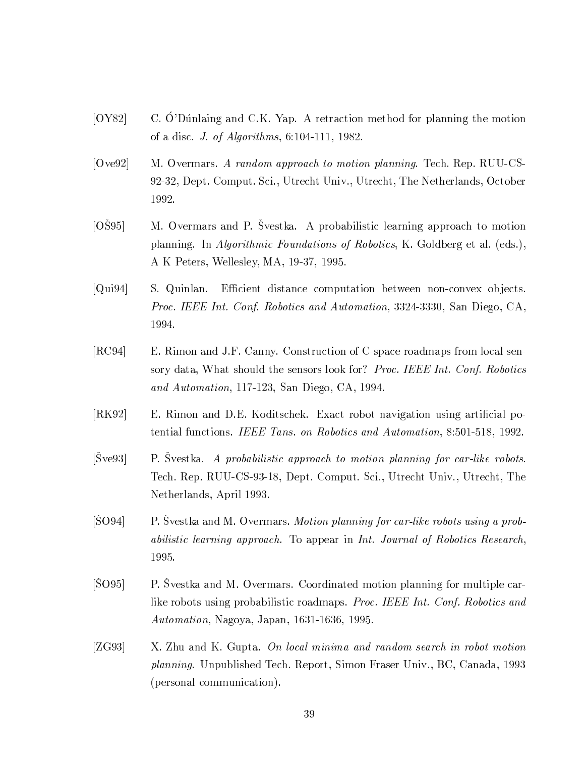[OY82] C. Ó'Dúnlaing and C.K. Yap. A retraction method for planning the motion of a disc. *J. of Algorithms*, 6:104-111, 1982.

[Ove92] M. Overmars. *A random approach to motion planning*. Tech. Rep. RUU-CS-92-32, Dept. Comput. Sci., Utrecht Univ., Utrecht, The Netherlands, October 1992.

[OŠ95] M. Overmars and P. Švestka. A probabilistic learning approach to motion planning. In *Algorithmic Foundations of Robotics*, K. Goldberg et al. (eds.), A K Peters, Wellesley, MA, 19-37, 1995.

[Qui94] S. Quinlan. Efficient distance computation between non-convex objects. *Proc. IEEE Int. Conf. Robotics and Automation*, 3324-3330, San Diego, CA, 1994.

[RC94] E. Rimon and J.F. Canny. Construction of C-space roadmaps from local sensory data, What should the sensors look for? *Proc. IEEE Int. Conf. Robotics and Automation*, 117-123, San Diego, CA, 1994.

[RK92] E. Rimon and D.E. Koditschek. Exact robot navigation using artificial potential functions. *IEEE Tans. on Robotics and Automation*, 8:501-518, 1992.

[Šve93] P. Švestka. *A probabilistic approach to motion planning for car-like robots*. Tech. Rep. RUU-CS-93-18, Dept. Comput. Sci., Utrecht Univ., Utrecht, The Netherlands, April 1993.

[ŠO94] P. Švestka and M. Overmars. *Motion planning for car-like robots using a probabilistic learning approach.* To appear in *Int. Journal of Robotics Research*, 1995.

[ŠO95] P. Švestka and M. Overmars. Coordinated motion planning for multiple car-like robots using probabilistic roadmaps. *Proc. IEEE Int. Conf. Robotics and Automation*, Nagoya, Japan, 1631-1636, 1995.

[ZG93] X. Zhu and K. Gupta. *On local minima and random search in robot motion planning*. Unpublished Tech. Report, Simon Fraser Univ., BC, Canada, 1993 (personal communication).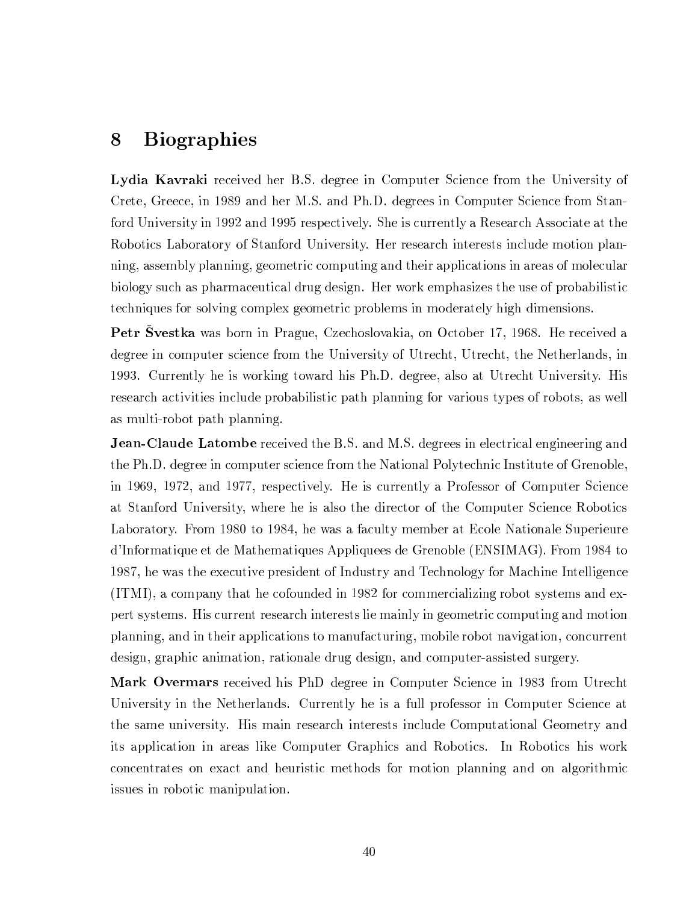# 8 Biographies

**Lydia Kavraki** received her B.S. degree in Computer Science from the University of Crete, Greece, in 1989 and her M.S. and Ph.D. degrees in Computer Science from Stanford University in 1992 and 1995 respectively. She is currently a Research Associate at the Robotics Laboratory of Stanford University. Her research interests include motion planning, assembly planning, geometric computing and their applications in areas of molecular biology such as pharmaceutical drug design. Her work emphasizes the use of probabilistic techniques for solving complex geometric problems in moderately high dimensions.

**Petr Švestka** was born in Prague, Czechoslovakia, on October 17, 1968. He received a degree in computer science from the University of Utrecht, Utrecht, the Netherlands, in 1993. Currently he is working toward his Ph.D. degree, also at Utrecht University. His research activities include probabilistic path planning for various types of robots, as well as multi-robot path planning.

**Jean-Claude Latombe** received the B.S. and M.S. degrees in electrical engineering and the Ph.D. degree in computer science from the National Polytechnic Institute of Grenoble, in 1969, 1972, and 1977, respectively. He is currently a Professor of Computer Science at Stanford University, where he is also the director of the Computer Science Robotics Laboratory. From 1980 to 1984, he was a faculty member at Ecole Nationale Superieure d'Informatique et de Mathematiques Appliquees de Grenoble (ENSIMAG). From 1984 to 1987, he was the executive president of Industry and Technology for Machine Intelligence (ITMI), a company that he cofounded in 1982 for commercializing robot systems and expert systems. His current research interests lie mainly in geometric computing and motion planning, and in their applications to manufacturing, mobile robot navigation, concurrent design, graphic animation, rationale drug design, and computer-assisted surgery.

**Mark Overmars** received his PhD degree in Computer Science in 1983 from Utrecht University in the Netherlands. Currently he is a full professor in Computer Science at the same university. His main research interests include Computational Geometry and its application in areas like Computer Graphics and Robotics. In Robotics his work concentrates on exact and heuristic methods for motion planning and on algorithmic issues in robotic manipulation.